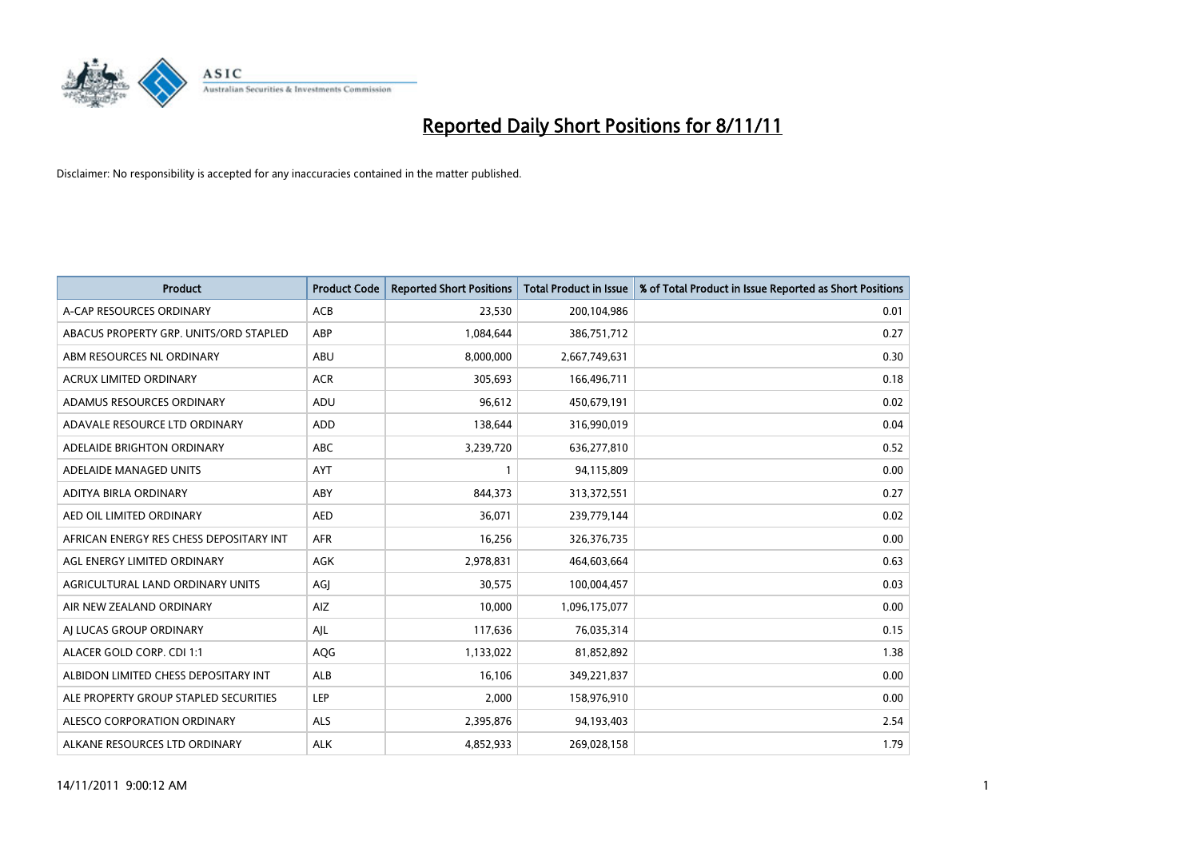# Reported Daily Short Positions for 8/11/11

Disclaimer: No responsibility is accepted for any inaccuracies contained in the matter published.

| Product | Product Code | Reported Short Positions | Total Product in Issue | % of Total Product in Issue Reported as Short Positions |
|---|---|---|---|---|
| A-CAP RESOURCES ORDINARY | ACB | 23,530 | 200,104,986 | 0.01 |
| ABACUS PROPERTY GRP. UNITS/ORD STAPLED | ABP | 1,084,644 | 386,751,712 | 0.27 |
| ABM RESOURCES NL ORDINARY | ABU | 8,000,000 | 2,667,749,631 | 0.30 |
| ACRUX LIMITED ORDINARY | ACR | 305,693 | 166,496,711 | 0.18 |
| ADAMUS RESOURCES ORDINARY | ADU | 96,612 | 450,679,191 | 0.02 |
| ADAVALE RESOURCE LTD ORDINARY | ADD | 138,644 | 316,990,019 | 0.04 |
| ADELAIDE BRIGHTON ORDINARY | ABC | 3,239,720 | 636,277,810 | 0.52 |
| ADELAIDE MANAGED UNITS | AYT | 1 | 94,115,809 | 0.00 |
| ADITYA BIRLA ORDINARY | ABY | 844,373 | 313,372,551 | 0.27 |
| AED OIL LIMITED ORDINARY | AED | 36,071 | 239,779,144 | 0.02 |
| AFRICAN ENERGY RES CHESS DEPOSITARY INT | AFR | 16,256 | 326,376,735 | 0.00 |
| AGL ENERGY LIMITED ORDINARY | AGK | 2,978,831 | 464,603,664 | 0.63 |
| AGRICULTURAL LAND ORDINARY UNITS | AGJ | 30,575 | 100,004,457 | 0.03 |
| AIR NEW ZEALAND ORDINARY | AIZ | 10,000 | 1,096,175,077 | 0.00 |
| AJ LUCAS GROUP ORDINARY | AJL | 117,636 | 76,035,314 | 0.15 |
| ALACER GOLD CORP. CDI 1:1 | AQG | 1,133,022 | 81,852,892 | 1.38 |
| ALBIDON LIMITED CHESS DEPOSITARY INT | ALB | 16,106 | 349,221,837 | 0.00 |
| ALE PROPERTY GROUP STAPLED SECURITIES | LEP | 2,000 | 158,976,910 | 0.00 |
| ALESCO CORPORATION ORDINARY | ALS | 2,395,876 | 94,193,403 | 2.54 |
| ALKANE RESOURCES LTD ORDINARY | ALK | 4,852,933 | 269,028,158 | 1.79 |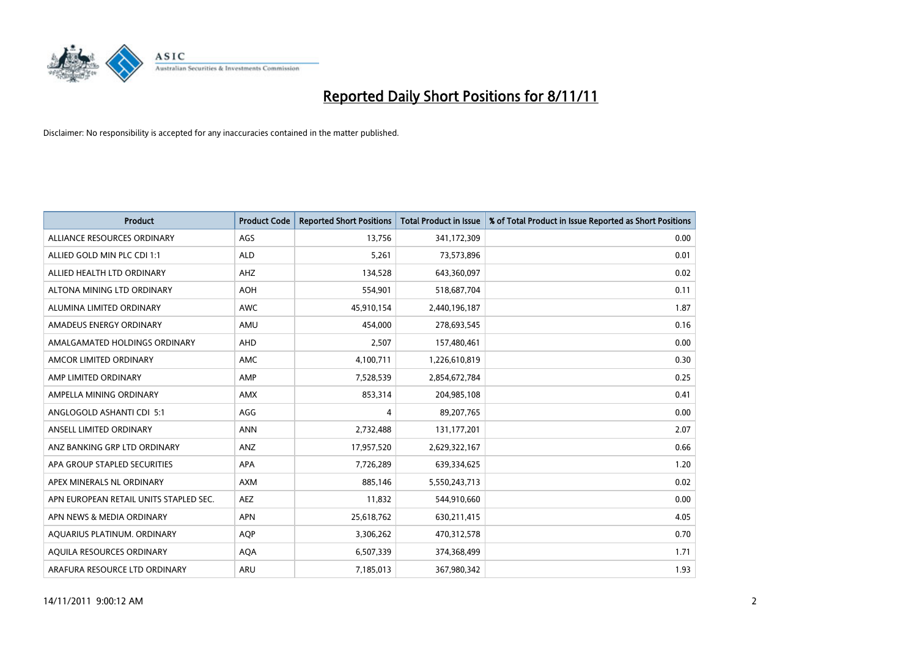# Reported Daily Short Positions for 8/11/11

Disclaimer: No responsibility is accepted for any inaccuracies contained in the matter published.

| Product | Product Code | Reported Short Positions | Total Product in Issue | % of Total Product in Issue Reported as Short Positions |
|---|---|---|---|---|
| ALLIANCE RESOURCES ORDINARY | AGS | 13,756 | 341,172,309 | 0.00 |
| ALLIED GOLD MIN PLC CDI 1:1 | ALD | 5,261 | 73,573,896 | 0.01 |
| ALLIED HEALTH LTD ORDINARY | AHZ | 134,528 | 643,360,097 | 0.02 |
| ALTONA MINING LTD ORDINARY | AOH | 554,901 | 518,687,704 | 0.11 |
| ALUMINA LIMITED ORDINARY | AWC | 45,910,154 | 2,440,196,187 | 1.87 |
| AMADEUS ENERGY ORDINARY | AMU | 454,000 | 278,693,545 | 0.16 |
| AMALGAMATED HOLDINGS ORDINARY | AHD | 2,507 | 157,480,461 | 0.00 |
| AMCOR LIMITED ORDINARY | AMC | 4,100,711 | 1,226,610,819 | 0.30 |
| AMP LIMITED ORDINARY | AMP | 7,528,539 | 2,854,672,784 | 0.25 |
| AMPELLA MINING ORDINARY | AMX | 853,314 | 204,985,108 | 0.41 |
| ANGLOGOLD ASHANTI CDI 5:1 | AGG | 4 | 89,207,765 | 0.00 |
| ANSELL LIMITED ORDINARY | ANN | 2,732,488 | 131,177,201 | 2.07 |
| ANZ BANKING GRP LTD ORDINARY | ANZ | 17,957,520 | 2,629,322,167 | 0.66 |
| APA GROUP STAPLED SECURITIES | APA | 7,726,289 | 639,334,625 | 1.20 |
| APEX MINERALS NL ORDINARY | AXM | 885,146 | 5,550,243,713 | 0.02 |
| APN EUROPEAN RETAIL UNITS STAPLED SEC. | AEZ | 11,832 | 544,910,660 | 0.00 |
| APN NEWS & MEDIA ORDINARY | APN | 25,618,762 | 630,211,415 | 4.05 |
| AQUARIUS PLATINUM. ORDINARY | AQP | 3,306,262 | 470,312,578 | 0.70 |
| AQUILA RESOURCES ORDINARY | AQA | 6,507,339 | 374,368,499 | 1.71 |
| ARAFURA RESOURCE LTD ORDINARY | ARU | 7,185,013 | 367,980,342 | 1.93 |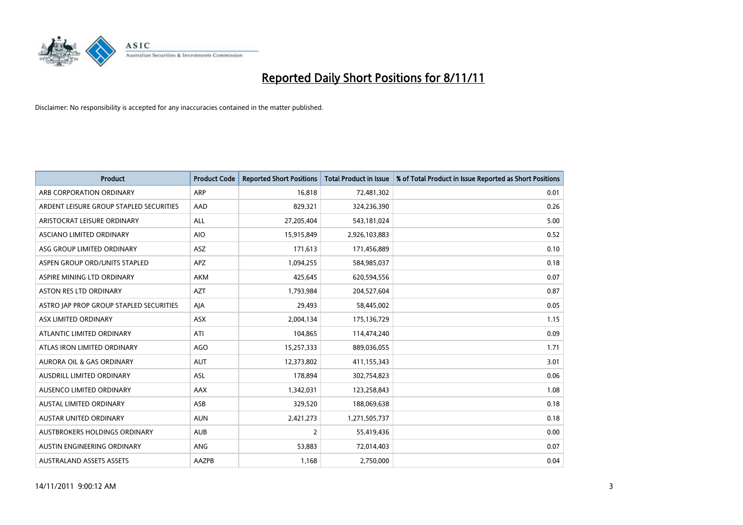# Reported Daily Short Positions for 8/11/11

Disclaimer: No responsibility is accepted for any inaccuracies contained in the matter published.

| Product | Product Code | Reported Short Positions | Total Product in Issue | % of Total Product in Issue Reported as Short Positions |
|---|---|---|---|---|
| ARB CORPORATION ORDINARY | ARP | 16,818 | 72,481,302 | 0.01 |
| ARDENT LEISURE GROUP STAPLED SECURITIES | AAD | 829,321 | 324,236,390 | 0.26 |
| ARISTOCRAT LEISURE ORDINARY | ALL | 27,205,404 | 543,181,024 | 5.00 |
| ASCIANO LIMITED ORDINARY | AIO | 15,915,849 | 2,926,103,883 | 0.52 |
| ASG GROUP LIMITED ORDINARY | ASZ | 171,613 | 171,456,889 | 0.10 |
| ASPEN GROUP ORD/UNITS STAPLED | APZ | 1,094,255 | 584,985,037 | 0.18 |
| ASPIRE MINING LTD ORDINARY | AKM | 425,645 | 620,594,556 | 0.07 |
| ASTON RES LTD ORDINARY | AZT | 1,793,984 | 204,527,604 | 0.87 |
| ASTRO JAP PROP GROUP STAPLED SECURITIES | AJA | 29,493 | 58,445,002 | 0.05 |
| ASX LIMITED ORDINARY | ASX | 2,004,134 | 175,136,729 | 1.15 |
| ATLANTIC LIMITED ORDINARY | ATI | 104,865 | 114,474,240 | 0.09 |
| ATLAS IRON LIMITED ORDINARY | AGO | 15,257,333 | 889,036,055 | 1.71 |
| AURORA OIL & GAS ORDINARY | AUT | 12,373,802 | 411,155,343 | 3.01 |
| AUSDRILL LIMITED ORDINARY | ASL | 178,894 | 302,754,823 | 0.06 |
| AUSENCO LIMITED ORDINARY | AAX | 1,342,031 | 123,258,843 | 1.08 |
| AUSTAL LIMITED ORDINARY | ASB | 329,520 | 188,069,638 | 0.18 |
| AUSTAR UNITED ORDINARY | AUN | 2,421,273 | 1,271,505,737 | 0.18 |
| AUSTBROKERS HOLDINGS ORDINARY | AUB | 2 | 55,419,436 | 0.00 |
| AUSTIN ENGINEERING ORDINARY | ANG | 53,883 | 72,014,403 | 0.07 |
| AUSTRALAND ASSETS ASSETS | AAZPB | 1,168 | 2,750,000 | 0.04 |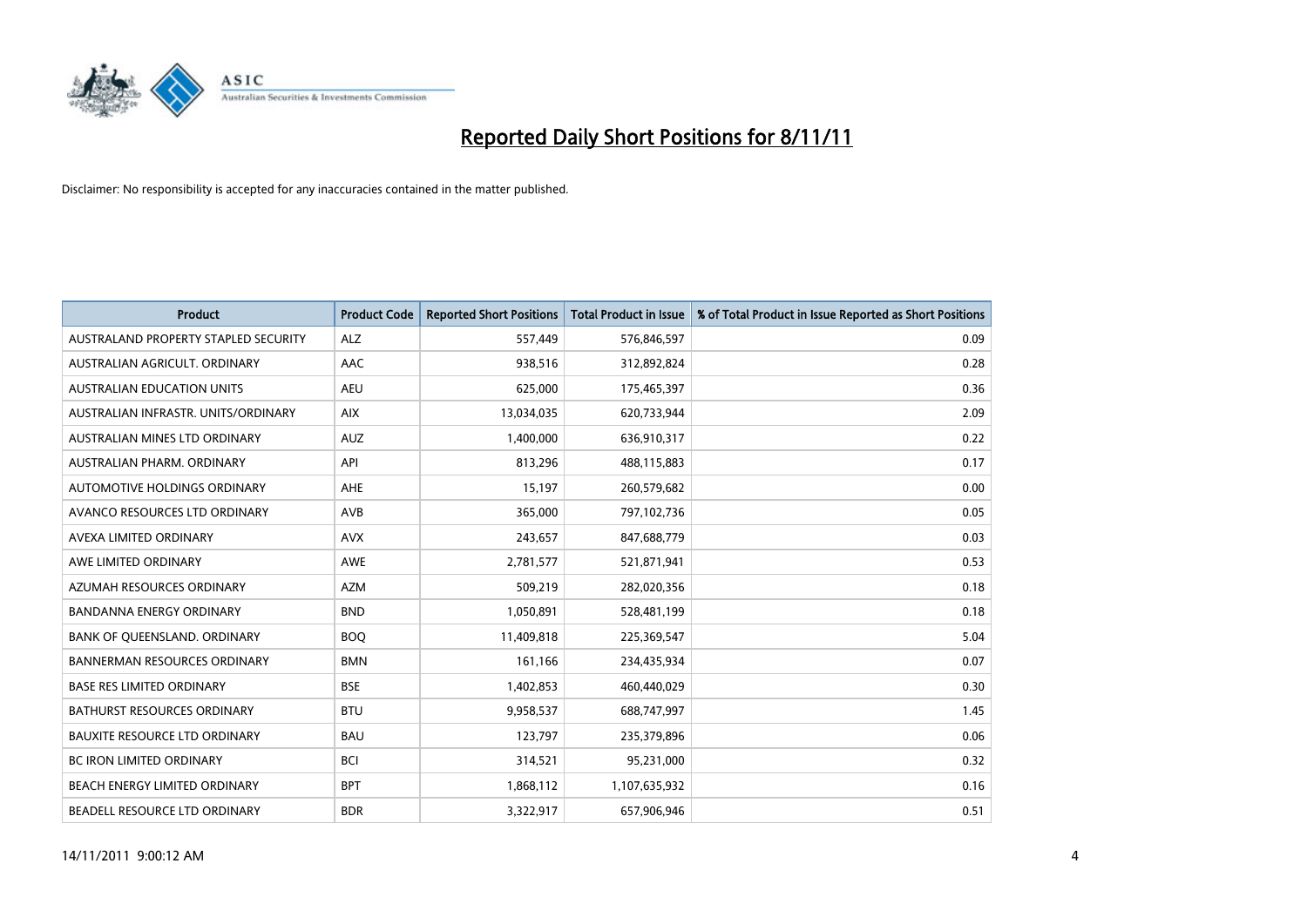# Reported Daily Short Positions for 8/11/11

Disclaimer: No responsibility is accepted for any inaccuracies contained in the matter published.

| Product | Product Code | Reported Short Positions | Total Product in Issue | % of Total Product in Issue Reported as Short Positions |
|---|---|---|---|---|
| AUSTRALAND PROPERTY STAPLED SECURITY | ALZ | 557,449 | 576,846,597 | 0.09 |
| AUSTRALIAN AGRICULT. ORDINARY | AAC | 938,516 | 312,892,824 | 0.28 |
| AUSTRALIAN EDUCATION UNITS | AEU | 625,000 | 175,465,397 | 0.36 |
| AUSTRALIAN INFRASTR. UNITS/ORDINARY | AIX | 13,034,035 | 620,733,944 | 2.09 |
| AUSTRALIAN MINES LTD ORDINARY | AUZ | 1,400,000 | 636,910,317 | 0.22 |
| AUSTRALIAN PHARM. ORDINARY | API | 813,296 | 488,115,883 | 0.17 |
| AUTOMOTIVE HOLDINGS ORDINARY | AHE | 15,197 | 260,579,682 | 0.00 |
| AVANCO RESOURCES LTD ORDINARY | AVB | 365,000 | 797,102,736 | 0.05 |
| AVEXA LIMITED ORDINARY | AVX | 243,657 | 847,688,779 | 0.03 |
| AWE LIMITED ORDINARY | AWE | 2,781,577 | 521,871,941 | 0.53 |
| AZUMAH RESOURCES ORDINARY | AZM | 509,219 | 282,020,356 | 0.18 |
| BANDANNA ENERGY ORDINARY | BND | 1,050,891 | 528,481,199 | 0.18 |
| BANK OF QUEENSLAND. ORDINARY | BOQ | 11,409,818 | 225,369,547 | 5.04 |
| BANNERMAN RESOURCES ORDINARY | BMN | 161,166 | 234,435,934 | 0.07 |
| BASE RES LIMITED ORDINARY | BSE | 1,402,853 | 460,440,029 | 0.30 |
| BATHURST RESOURCES ORDINARY | BTU | 9,958,537 | 688,747,997 | 1.45 |
| BAUXITE RESOURCE LTD ORDINARY | BAU | 123,797 | 235,379,896 | 0.06 |
| BC IRON LIMITED ORDINARY | BCI | 314,521 | 95,231,000 | 0.32 |
| BEACH ENERGY LIMITED ORDINARY | BPT | 1,868,112 | 1,107,635,932 | 0.16 |
| BEADELL RESOURCE LTD ORDINARY | BDR | 3,322,917 | 657,906,946 | 0.51 |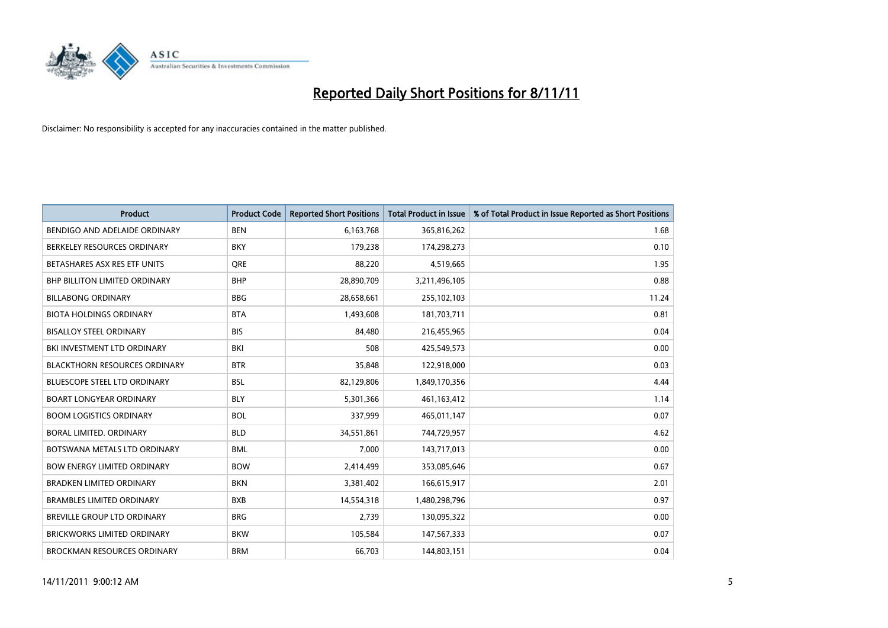# Reported Daily Short Positions for 8/11/11

Disclaimer: No responsibility is accepted for any inaccuracies contained in the matter published.

| Product | Product Code | Reported Short Positions | Total Product in Issue | % of Total Product in Issue Reported as Short Positions |
|---|---|---|---|---|
| BENDIGO AND ADELAIDE ORDINARY | BEN | 6,163,768 | 365,816,262 | 1.68 |
| BERKELEY RESOURCES ORDINARY | BKY | 179,238 | 174,298,273 | 0.10 |
| BETASHARES ASX RES ETF UNITS | QRE | 88,220 | 4,519,665 | 1.95 |
| BHP BILLITON LIMITED ORDINARY | BHP | 28,890,709 | 3,211,496,105 | 0.88 |
| BILLABONG ORDINARY | BBG | 28,658,661 | 255,102,103 | 11.24 |
| BIOTA HOLDINGS ORDINARY | BTA | 1,493,608 | 181,703,711 | 0.81 |
| BISALLOY STEEL ORDINARY | BIS | 84,480 | 216,455,965 | 0.04 |
| BKI INVESTMENT LTD ORDINARY | BKI | 508 | 425,549,573 | 0.00 |
| BLACKTHORN RESOURCES ORDINARY | BTR | 35,848 | 122,918,000 | 0.03 |
| BLUESCOPE STEEL LTD ORDINARY | BSL | 82,129,806 | 1,849,170,356 | 4.44 |
| BOART LONGYEAR ORDINARY | BLY | 5,301,366 | 461,163,412 | 1.14 |
| BOOM LOGISTICS ORDINARY | BOL | 337,999 | 465,011,147 | 0.07 |
| BORAL LIMITED. ORDINARY | BLD | 34,551,861 | 744,729,957 | 4.62 |
| BOTSWANA METALS LTD ORDINARY | BML | 7,000 | 143,717,013 | 0.00 |
| BOW ENERGY LIMITED ORDINARY | BOW | 2,414,499 | 353,085,646 | 0.67 |
| BRADKEN LIMITED ORDINARY | BKN | 3,381,402 | 166,615,917 | 2.01 |
| BRAMBLES LIMITED ORDINARY | BXB | 14,554,318 | 1,480,298,796 | 0.97 |
| BREVILLE GROUP LTD ORDINARY | BRG | 2,739 | 130,095,322 | 0.00 |
| BRICKWORKS LIMITED ORDINARY | BKW | 105,584 | 147,567,333 | 0.07 |
| BROCKMAN RESOURCES ORDINARY | BRM | 66,703 | 144,803,151 | 0.04 |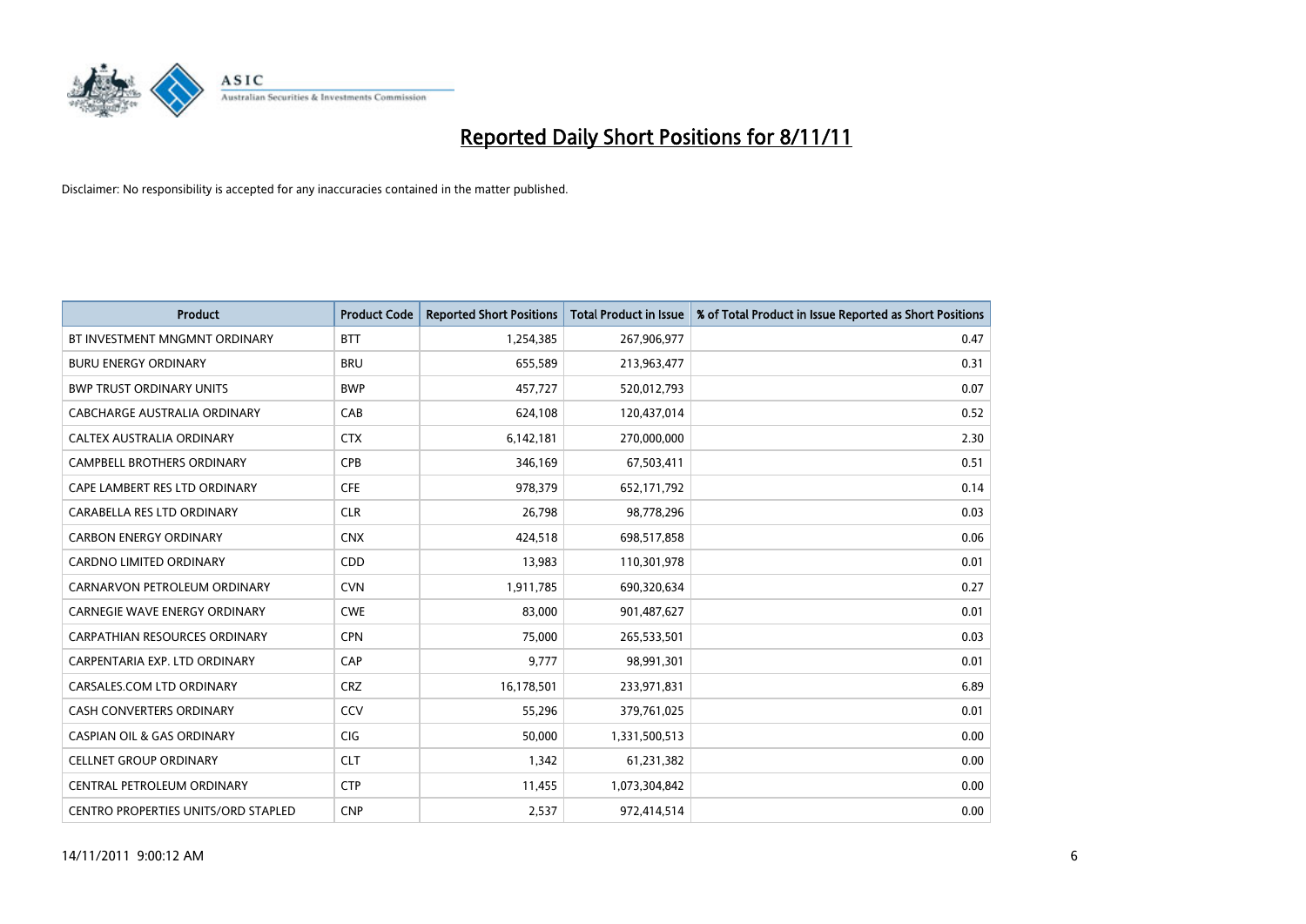# Reported Daily Short Positions for 8/11/11

Disclaimer: No responsibility is accepted for any inaccuracies contained in the matter published.

| Product | Product Code | Reported Short Positions | Total Product in Issue | % of Total Product in Issue Reported as Short Positions |
|---|---|---|---|---|
| BT INVESTMENT MNGMNT ORDINARY | BTT | 1,254,385 | 267,906,977 | 0.47 |
| BURU ENERGY ORDINARY | BRU | 655,589 | 213,963,477 | 0.31 |
| BWP TRUST ORDINARY UNITS | BWP | 457,727 | 520,012,793 | 0.07 |
| CABCHARGE AUSTRALIA ORDINARY | CAB | 624,108 | 120,437,014 | 0.52 |
| CALTEX AUSTRALIA ORDINARY | CTX | 6,142,181 | 270,000,000 | 2.30 |
| CAMPBELL BROTHERS ORDINARY | CPB | 346,169 | 67,503,411 | 0.51 |
| CAPE LAMBERT RES LTD ORDINARY | CFE | 978,379 | 652,171,792 | 0.14 |
| CARABELLA RES LTD ORDINARY | CLR | 26,798 | 98,778,296 | 0.03 |
| CARBON ENERGY ORDINARY | CNX | 424,518 | 698,517,858 | 0.06 |
| CARDNO LIMITED ORDINARY | CDD | 13,983 | 110,301,978 | 0.01 |
| CARNARVON PETROLEUM ORDINARY | CVN | 1,911,785 | 690,320,634 | 0.27 |
| CARNEGIE WAVE ENERGY ORDINARY | CWE | 83,000 | 901,487,627 | 0.01 |
| CARPATHIAN RESOURCES ORDINARY | CPN | 75,000 | 265,533,501 | 0.03 |
| CARPENTARIA EXP. LTD ORDINARY | CAP | 9,777 | 98,991,301 | 0.01 |
| CARSALES.COM LTD ORDINARY | CRZ | 16,178,501 | 233,971,831 | 6.89 |
| CASH CONVERTERS ORDINARY | CCV | 55,296 | 379,761,025 | 0.01 |
| CASPIAN OIL & GAS ORDINARY | CIG | 50,000 | 1,331,500,513 | 0.00 |
| CELLNET GROUP ORDINARY | CLT | 1,342 | 61,231,382 | 0.00 |
| CENTRAL PETROLEUM ORDINARY | CTP | 11,455 | 1,073,304,842 | 0.00 |
| CENTRO PROPERTIES UNITS/ORD STAPLED | CNP | 2,537 | 972,414,514 | 0.00 |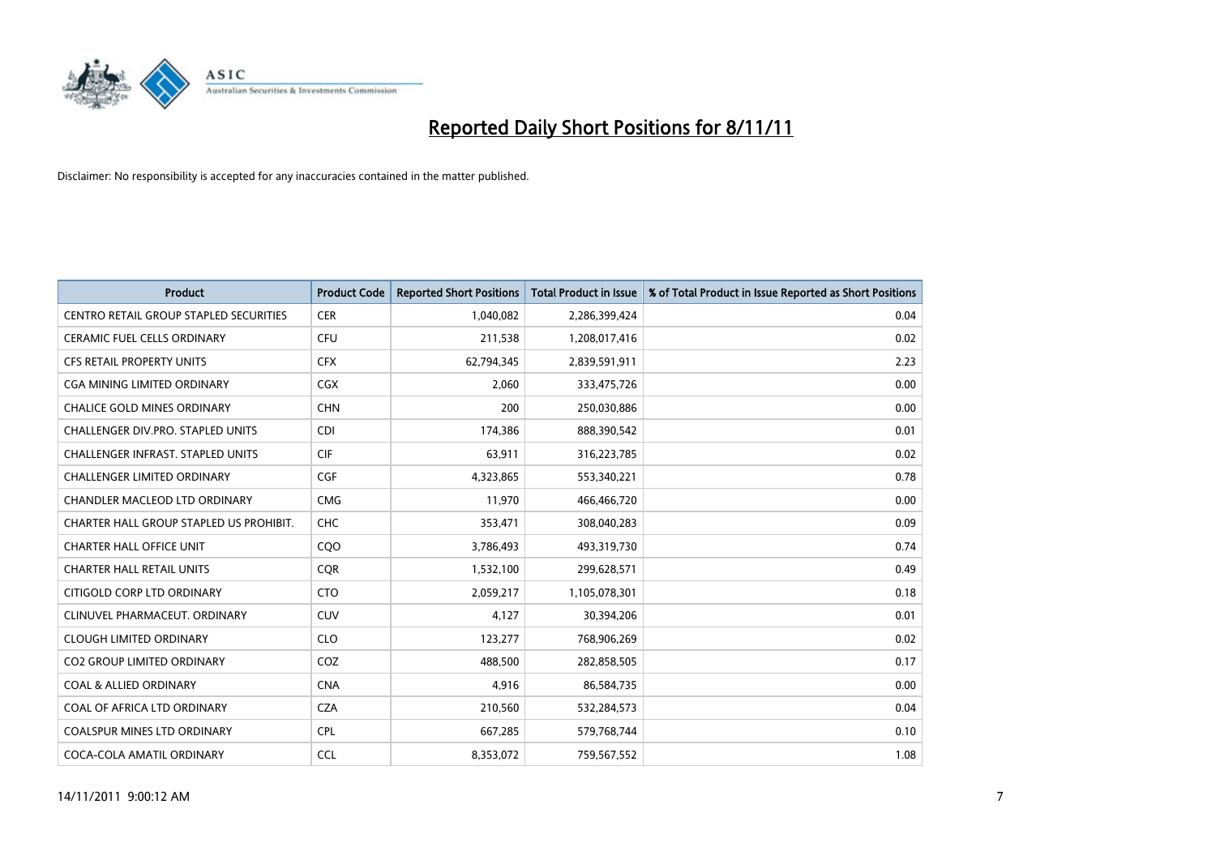# Reported Daily Short Positions for 8/11/11

Disclaimer: No responsibility is accepted for any inaccuracies contained in the matter published.

| Product | Product Code | Reported Short Positions | Total Product in Issue | % of Total Product in Issue Reported as Short Positions |
|---|---|---|---|---|
| CENTRO RETAIL GROUP STAPLED SECURITIES | CER | 1,040,082 | 2,286,399,424 | 0.04 |
| CERAMIC FUEL CELLS ORDINARY | CFU | 211,538 | 1,208,017,416 | 0.02 |
| CFS RETAIL PROPERTY UNITS | CFX | 62,794,345 | 2,839,591,911 | 2.23 |
| CGA MINING LIMITED ORDINARY | CGX | 2,060 | 333,475,726 | 0.00 |
| CHALICE GOLD MINES ORDINARY | CHN | 200 | 250,030,886 | 0.00 |
| CHALLENGER DIV.PRO. STAPLED UNITS | CDI | 174,386 | 888,390,542 | 0.01 |
| CHALLENGER INFRAST. STAPLED UNITS | CIF | 63,911 | 316,223,785 | 0.02 |
| CHALLENGER LIMITED ORDINARY | CGF | 4,323,865 | 553,340,221 | 0.78 |
| CHANDLER MACLEOD LTD ORDINARY | CMG | 11,970 | 466,466,720 | 0.00 |
| CHARTER HALL GROUP STAPLED US PROHIBIT. | CHC | 353,471 | 308,040,283 | 0.09 |
| CHARTER HALL OFFICE UNIT | CQO | 3,786,493 | 493,319,730 | 0.74 |
| CHARTER HALL RETAIL UNITS | CQR | 1,532,100 | 299,628,571 | 0.49 |
| CITIGOLD CORP LTD ORDINARY | CTO | 2,059,217 | 1,105,078,301 | 0.18 |
| CLINUVEL PHARMACEUT. ORDINARY | CUV | 4,127 | 30,394,206 | 0.01 |
| CLOUGH LIMITED ORDINARY | CLO | 123,277 | 768,906,269 | 0.02 |
| CO2 GROUP LIMITED ORDINARY | COZ | 488,500 | 282,858,505 | 0.17 |
| COAL & ALLIED ORDINARY | CNA | 4,916 | 86,584,735 | 0.00 |
| COAL OF AFRICA LTD ORDINARY | CZA | 210,560 | 532,284,573 | 0.04 |
| COALSPUR MINES LTD ORDINARY | CPL | 667,285 | 579,768,744 | 0.10 |
| COCA-COLA AMATIL ORDINARY | CCL | 8,353,072 | 759,567,552 | 1.08 |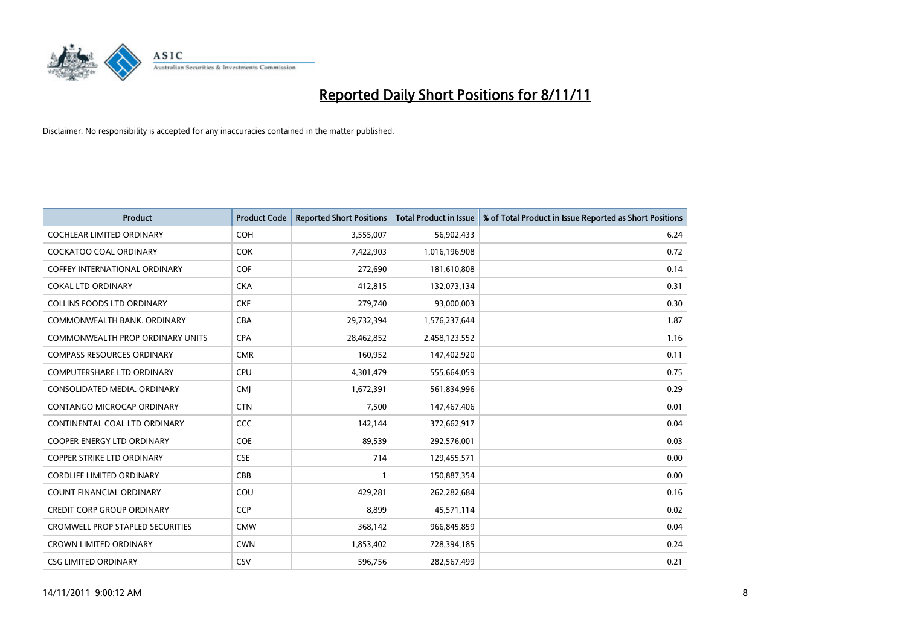# Reported Daily Short Positions for 8/11/11

Disclaimer: No responsibility is accepted for any inaccuracies contained in the matter published.

| Product | Product Code | Reported Short Positions | Total Product in Issue | % of Total Product in Issue Reported as Short Positions |
|---|---|---|---|---|
| COCHLEAR LIMITED ORDINARY | COH | 3,555,007 | 56,902,433 | 6.24 |
| COCKATOO COAL ORDINARY | COK | 7,422,903 | 1,016,196,908 | 0.72 |
| COFFEY INTERNATIONAL ORDINARY | COF | 272,690 | 181,610,808 | 0.14 |
| COKAL LTD ORDINARY | CKA | 412,815 | 132,073,134 | 0.31 |
| COLLINS FOODS LTD ORDINARY | CKF | 279,740 | 93,000,003 | 0.30 |
| COMMONWEALTH BANK. ORDINARY | CBA | 29,732,394 | 1,576,237,644 | 1.87 |
| COMMONWEALTH PROP ORDINARY UNITS | CPA | 28,462,852 | 2,458,123,552 | 1.16 |
| COMPASS RESOURCES ORDINARY | CMR | 160,952 | 147,402,920 | 0.11 |
| COMPUTERSHARE LTD ORDINARY | CPU | 4,301,479 | 555,664,059 | 0.75 |
| CONSOLIDATED MEDIA. ORDINARY | CMJ | 1,672,391 | 561,834,996 | 0.29 |
| CONTANGO MICROCAP ORDINARY | CTN | 7,500 | 147,467,406 | 0.01 |
| CONTINENTAL COAL LTD ORDINARY | CCC | 142,144 | 372,662,917 | 0.04 |
| COOPER ENERGY LTD ORDINARY | COE | 89,539 | 292,576,001 | 0.03 |
| COPPER STRIKE LTD ORDINARY | CSE | 714 | 129,455,571 | 0.00 |
| CORDLIFE LIMITED ORDINARY | CBB | 1 | 150,887,354 | 0.00 |
| COUNT FINANCIAL ORDINARY | COU | 429,281 | 262,282,684 | 0.16 |
| CREDIT CORP GROUP ORDINARY | CCP | 8,899 | 45,571,114 | 0.02 |
| CROMWELL PROP STAPLED SECURITIES | CMW | 368,142 | 966,845,859 | 0.04 |
| CROWN LIMITED ORDINARY | CWN | 1,853,402 | 728,394,185 | 0.24 |
| CSG LIMITED ORDINARY | CSV | 596,756 | 282,567,499 | 0.21 |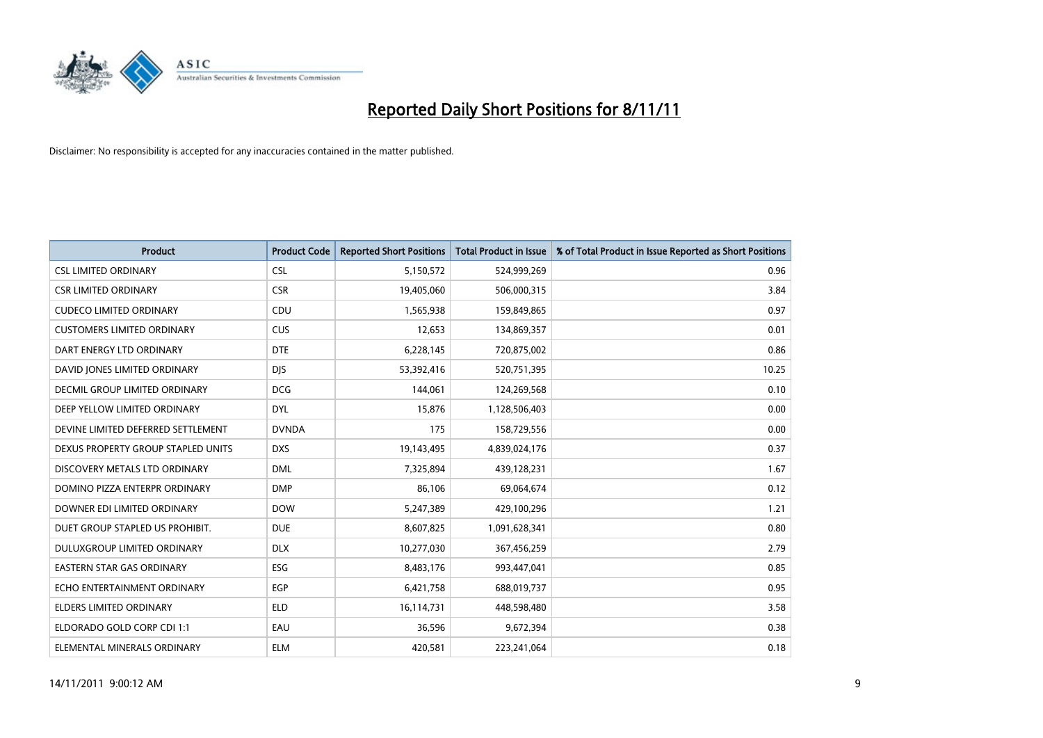# Reported Daily Short Positions for 8/11/11

Disclaimer: No responsibility is accepted for any inaccuracies contained in the matter published.

| Product | Product Code | Reported Short Positions | Total Product in Issue | % of Total Product in Issue Reported as Short Positions |
|---|---|---|---|---|
| CSL LIMITED ORDINARY | CSL | 5,150,572 | 524,999,269 | 0.96 |
| CSR LIMITED ORDINARY | CSR | 19,405,060 | 506,000,315 | 3.84 |
| CUDECO LIMITED ORDINARY | CDU | 1,565,938 | 159,849,865 | 0.97 |
| CUSTOMERS LIMITED ORDINARY | CUS | 12,653 | 134,869,357 | 0.01 |
| DART ENERGY LTD ORDINARY | DTE | 6,228,145 | 720,875,002 | 0.86 |
| DAVID JONES LIMITED ORDINARY | DJS | 53,392,416 | 520,751,395 | 10.25 |
| DECMIL GROUP LIMITED ORDINARY | DCG | 144,061 | 124,269,568 | 0.10 |
| DEEP YELLOW LIMITED ORDINARY | DYL | 15,876 | 1,128,506,403 | 0.00 |
| DEVINE LIMITED DEFERRED SETTLEMENT | DVNDA | 175 | 158,729,556 | 0.00 |
| DEXUS PROPERTY GROUP STAPLED UNITS | DXS | 19,143,495 | 4,839,024,176 | 0.37 |
| DISCOVERY METALS LTD ORDINARY | DML | 7,325,894 | 439,128,231 | 1.67 |
| DOMINO PIZZA ENTERPR ORDINARY | DMP | 86,106 | 69,064,674 | 0.12 |
| DOWNER EDI LIMITED ORDINARY | DOW | 5,247,389 | 429,100,296 | 1.21 |
| DUET GROUP STAPLED US PROHIBIT. | DUE | 8,607,825 | 1,091,628,341 | 0.80 |
| DULUXGROUP LIMITED ORDINARY | DLX | 10,277,030 | 367,456,259 | 2.79 |
| EASTERN STAR GAS ORDINARY | ESG | 8,483,176 | 993,447,041 | 0.85 |
| ECHO ENTERTAINMENT ORDINARY | EGP | 6,421,758 | 688,019,737 | 0.95 |
| ELDERS LIMITED ORDINARY | ELD | 16,114,731 | 448,598,480 | 3.58 |
| ELDORADO GOLD CORP CDI 1:1 | EAU | 36,596 | 9,672,394 | 0.38 |
| ELEMENTAL MINERALS ORDINARY | ELM | 420,581 | 223,241,064 | 0.18 |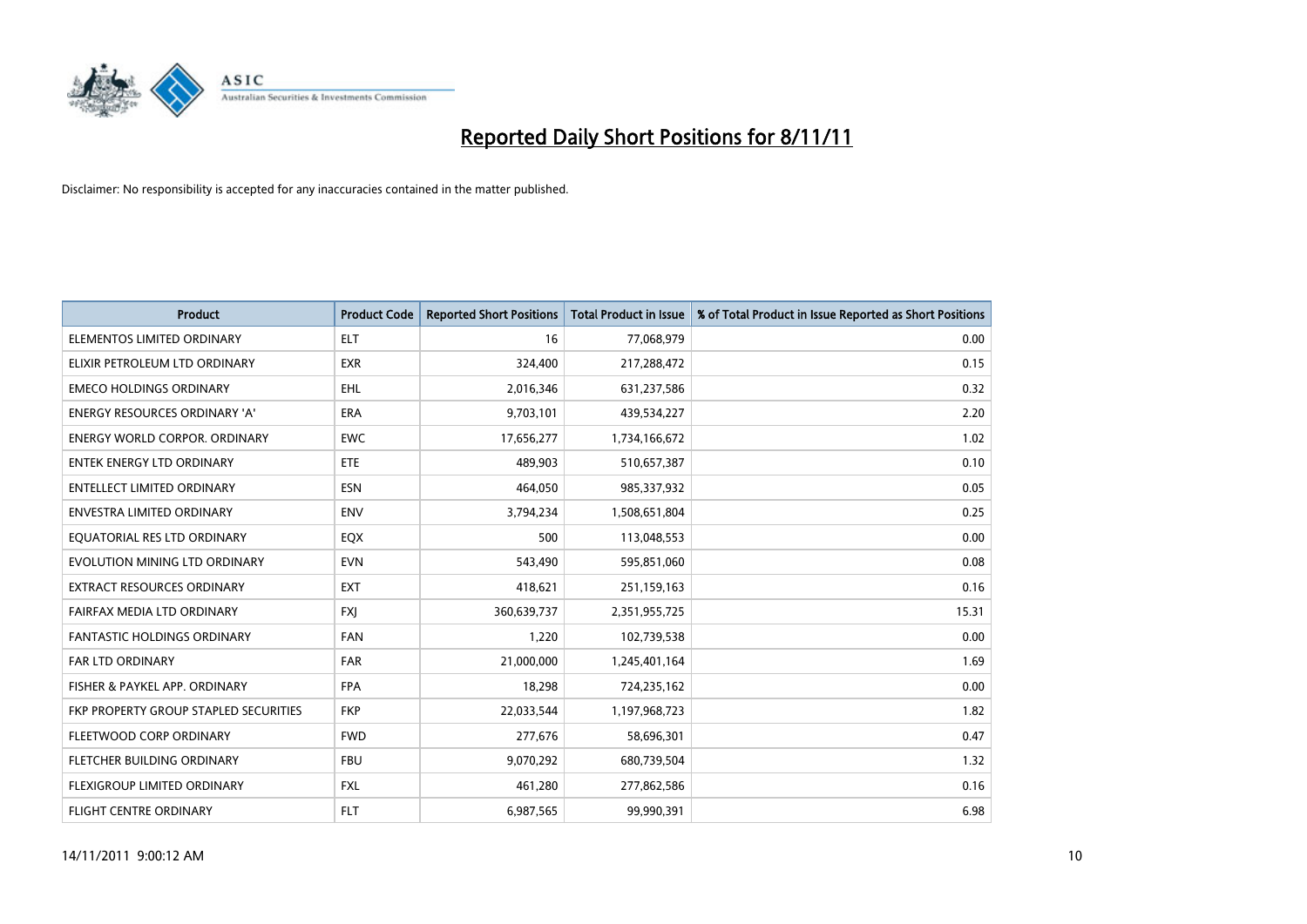# Reported Daily Short Positions for 8/11/11

Disclaimer: No responsibility is accepted for any inaccuracies contained in the matter published.

| Product | Product Code | Reported Short Positions | Total Product in Issue | % of Total Product in Issue Reported as Short Positions |
|---|---|---|---|---|
| ELEMENTOS LIMITED ORDINARY | ELT | 16 | 77,068,979 | 0.00 |
| ELIXIR PETROLEUM LTD ORDINARY | EXR | 324,400 | 217,288,472 | 0.15 |
| EMECO HOLDINGS ORDINARY | EHL | 2,016,346 | 631,237,586 | 0.32 |
| ENERGY RESOURCES ORDINARY 'A' | ERA | 9,703,101 | 439,534,227 | 2.20 |
| ENERGY WORLD CORPOR. ORDINARY | EWC | 17,656,277 | 1,734,166,672 | 1.02 |
| ENTEK ENERGY LTD ORDINARY | ETE | 489,903 | 510,657,387 | 0.10 |
| ENTELLECT LIMITED ORDINARY | ESN | 464,050 | 985,337,932 | 0.05 |
| ENVESTRA LIMITED ORDINARY | ENV | 3,794,234 | 1,508,651,804 | 0.25 |
| EQUATORIAL RES LTD ORDINARY | EQX | 500 | 113,048,553 | 0.00 |
| EVOLUTION MINING LTD ORDINARY | EVN | 543,490 | 595,851,060 | 0.08 |
| EXTRACT RESOURCES ORDINARY | EXT | 418,621 | 251,159,163 | 0.16 |
| FAIRFAX MEDIA LTD ORDINARY | FXJ | 360,639,737 | 2,351,955,725 | 15.31 |
| FANTASTIC HOLDINGS ORDINARY | FAN | 1,220 | 102,739,538 | 0.00 |
| FAR LTD ORDINARY | FAR | 21,000,000 | 1,245,401,164 | 1.69 |
| FISHER & PAYKEL APP. ORDINARY | FPA | 18,298 | 724,235,162 | 0.00 |
| FKP PROPERTY GROUP STAPLED SECURITIES | FKP | 22,033,544 | 1,197,968,723 | 1.82 |
| FLEETWOOD CORP ORDINARY | FWD | 277,676 | 58,696,301 | 0.47 |
| FLETCHER BUILDING ORDINARY | FBU | 9,070,292 | 680,739,504 | 1.32 |
| FLEXIGROUP LIMITED ORDINARY | FXL | 461,280 | 277,862,586 | 0.16 |
| FLIGHT CENTRE ORDINARY | FLT | 6,987,565 | 99,990,391 | 6.98 |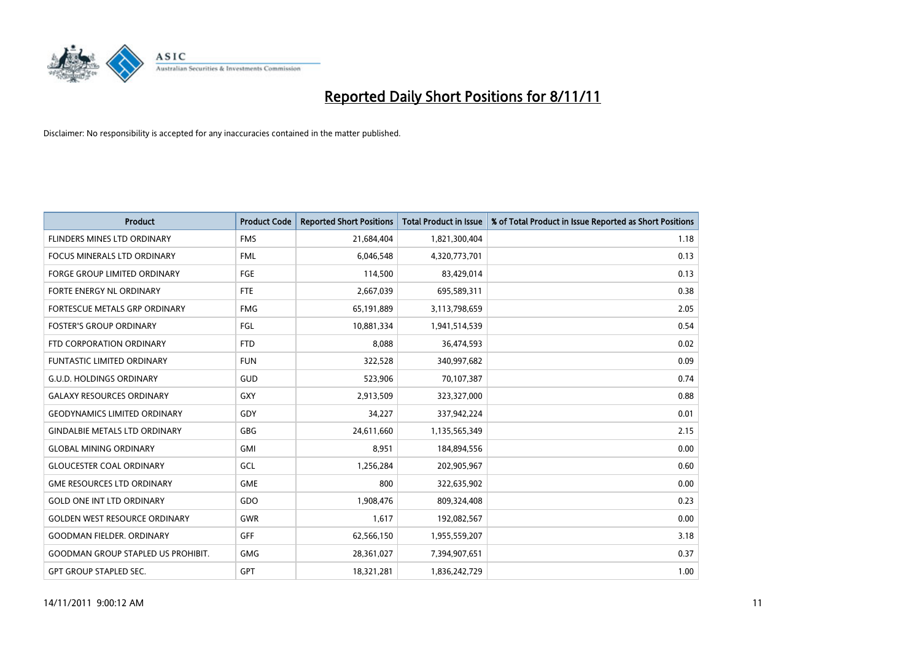# Reported Daily Short Positions for 8/11/11

Disclaimer: No responsibility is accepted for any inaccuracies contained in the matter published.

| Product | Product Code | Reported Short Positions | Total Product in Issue | % of Total Product in Issue Reported as Short Positions |
|---|---|---|---|---|
| FLINDERS MINES LTD ORDINARY | FMS | 21,684,404 | 1,821,300,404 | 1.18 |
| FOCUS MINERALS LTD ORDINARY | FML | 6,046,548 | 4,320,773,701 | 0.13 |
| FORGE GROUP LIMITED ORDINARY | FGE | 114,500 | 83,429,014 | 0.13 |
| FORTE ENERGY NL ORDINARY | FTE | 2,667,039 | 695,589,311 | 0.38 |
| FORTESCUE METALS GRP ORDINARY | FMG | 65,191,889 | 3,113,798,659 | 2.05 |
| FOSTER'S GROUP ORDINARY | FGL | 10,881,334 | 1,941,514,539 | 0.54 |
| FTD CORPORATION ORDINARY | FTD | 8,088 | 36,474,593 | 0.02 |
| FUNTASTIC LIMITED ORDINARY | FUN | 322,528 | 340,997,682 | 0.09 |
| G.U.D. HOLDINGS ORDINARY | GUD | 523,906 | 70,107,387 | 0.74 |
| GALAXY RESOURCES ORDINARY | GXY | 2,913,509 | 323,327,000 | 0.88 |
| GEODYNAMICS LIMITED ORDINARY | GDY | 34,227 | 337,942,224 | 0.01 |
| GINDALBIE METALS LTD ORDINARY | GBG | 24,611,660 | 1,135,565,349 | 2.15 |
| GLOBAL MINING ORDINARY | GMI | 8,951 | 184,894,556 | 0.00 |
| GLOUCESTER COAL ORDINARY | GCL | 1,256,284 | 202,905,967 | 0.60 |
| GME RESOURCES LTD ORDINARY | GME | 800 | 322,635,902 | 0.00 |
| GOLD ONE INT LTD ORDINARY | GDO | 1,908,476 | 809,324,408 | 0.23 |
| GOLDEN WEST RESOURCE ORDINARY | GWR | 1,617 | 192,082,567 | 0.00 |
| GOODMAN FIELDER. ORDINARY | GFF | 62,566,150 | 1,955,559,207 | 3.18 |
| GOODMAN GROUP STAPLED US PROHIBIT. | GMG | 28,361,027 | 7,394,907,651 | 0.37 |
| GPT GROUP STAPLED SEC. | GPT | 18,321,281 | 1,836,242,729 | 1.00 |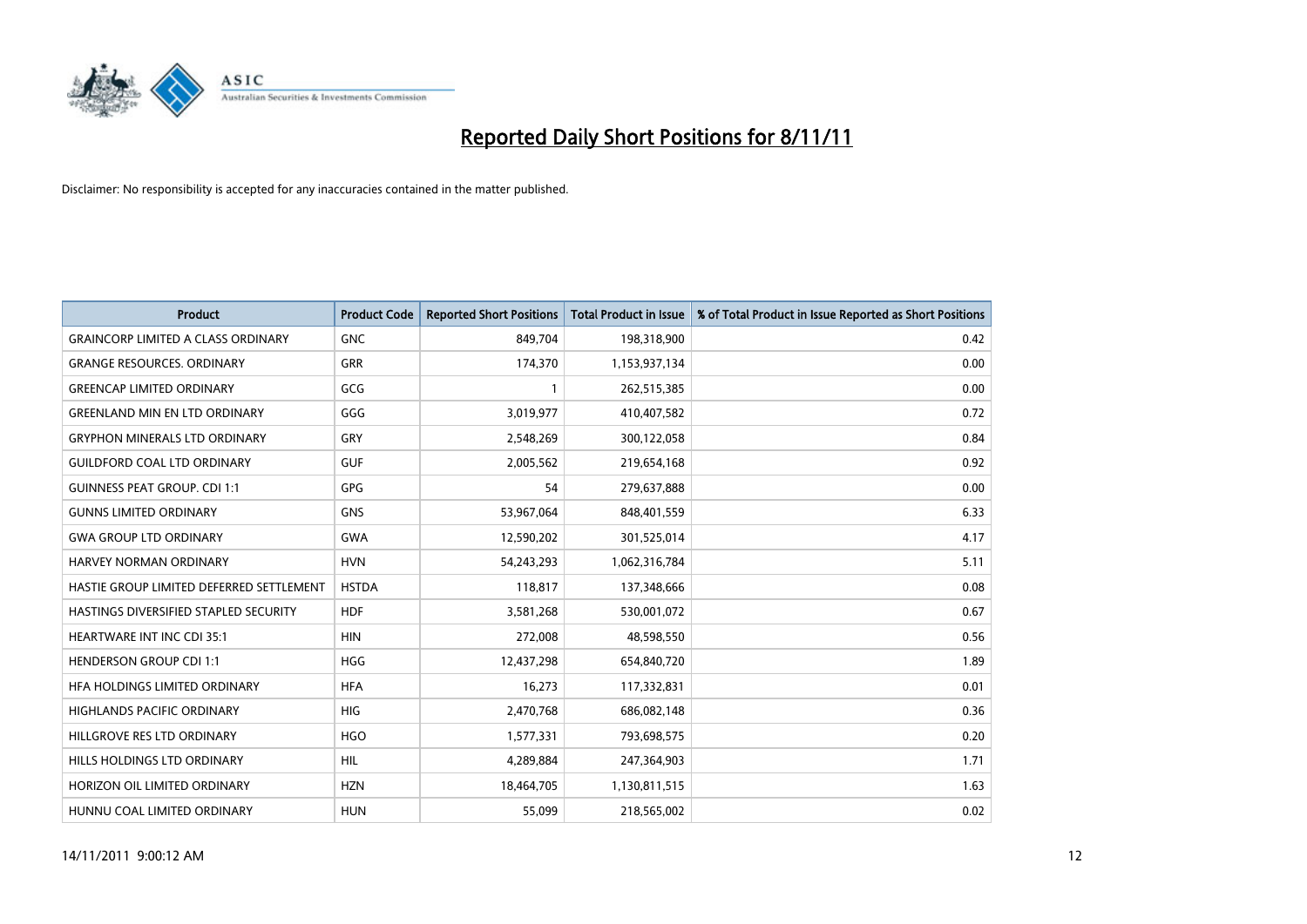# Reported Daily Short Positions for 8/11/11

Disclaimer: No responsibility is accepted for any inaccuracies contained in the matter published.

| Product | Product Code | Reported Short Positions | Total Product in Issue | % of Total Product in Issue Reported as Short Positions |
|---|---|---|---|---|
| GRAINCORP LIMITED A CLASS ORDINARY | GNC | 849,704 | 198,318,900 | 0.42 |
| GRANGE RESOURCES. ORDINARY | GRR | 174,370 | 1,153,937,134 | 0.00 |
| GREENCAP LIMITED ORDINARY | GCG | 1 | 262,515,385 | 0.00 |
| GREENLAND MIN EN LTD ORDINARY | GGG | 3,019,977 | 410,407,582 | 0.72 |
| GRYPHON MINERALS LTD ORDINARY | GRY | 2,548,269 | 300,122,058 | 0.84 |
| GUILDFORD COAL LTD ORDINARY | GUF | 2,005,562 | 219,654,168 | 0.92 |
| GUINNESS PEAT GROUP. CDI 1:1 | GPG | 54 | 279,637,888 | 0.00 |
| GUNNS LIMITED ORDINARY | GNS | 53,967,064 | 848,401,559 | 6.33 |
| GWA GROUP LTD ORDINARY | GWA | 12,590,202 | 301,525,014 | 4.17 |
| HARVEY NORMAN ORDINARY | HVN | 54,243,293 | 1,062,316,784 | 5.11 |
| HASTIE GROUP LIMITED DEFERRED SETTLEMENT | HSTDA | 118,817 | 137,348,666 | 0.08 |
| HASTINGS DIVERSIFIED STAPLED SECURITY | HDF | 3,581,268 | 530,001,072 | 0.67 |
| HEARTWARE INT INC CDI 35:1 | HIN | 272,008 | 48,598,550 | 0.56 |
| HENDERSON GROUP CDI 1:1 | HGG | 12,437,298 | 654,840,720 | 1.89 |
| HFA HOLDINGS LIMITED ORDINARY | HFA | 16,273 | 117,332,831 | 0.01 |
| HIGHLANDS PACIFIC ORDINARY | HIG | 2,470,768 | 686,082,148 | 0.36 |
| HILLGROVE RES LTD ORDINARY | HGO | 1,577,331 | 793,698,575 | 0.20 |
| HILLS HOLDINGS LTD ORDINARY | HIL | 4,289,884 | 247,364,903 | 1.71 |
| HORIZON OIL LIMITED ORDINARY | HZN | 18,464,705 | 1,130,811,515 | 1.63 |
| HUNNU COAL LIMITED ORDINARY | HUN | 55,099 | 218,565,002 | 0.02 |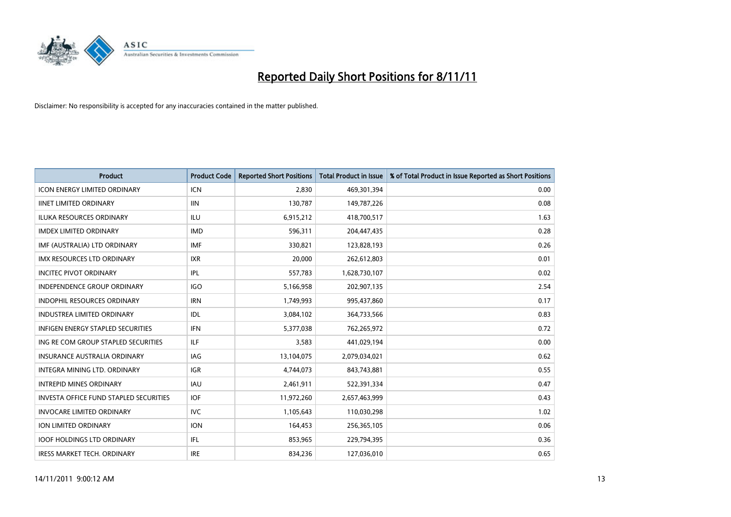# Reported Daily Short Positions for 8/11/11

Disclaimer: No responsibility is accepted for any inaccuracies contained in the matter published.

| Product | Product Code | Reported Short Positions | Total Product in Issue | % of Total Product in Issue Reported as Short Positions |
|---|---|---|---|---|
| ICON ENERGY LIMITED ORDINARY | ICN | 2,830 | 469,301,394 | 0.00 |
| IINET LIMITED ORDINARY | IIN | 130,787 | 149,787,226 | 0.08 |
| ILUKA RESOURCES ORDINARY | ILU | 6,915,212 | 418,700,517 | 1.63 |
| IMDEX LIMITED ORDINARY | IMD | 596,311 | 204,447,435 | 0.28 |
| IMF (AUSTRALIA) LTD ORDINARY | IMF | 330,821 | 123,828,193 | 0.26 |
| IMX RESOURCES LTD ORDINARY | IXR | 20,000 | 262,612,803 | 0.01 |
| INCITEC PIVOT ORDINARY | IPL | 557,783 | 1,628,730,107 | 0.02 |
| INDEPENDENCE GROUP ORDINARY | IGO | 5,166,958 | 202,907,135 | 2.54 |
| INDOPHIL RESOURCES ORDINARY | IRN | 1,749,993 | 995,437,860 | 0.17 |
| INDUSTREA LIMITED ORDINARY | IDL | 3,084,102 | 364,733,566 | 0.83 |
| INFIGEN ENERGY STAPLED SECURITIES | IFN | 5,377,038 | 762,265,972 | 0.72 |
| ING RE COM GROUP STAPLED SECURITIES | ILF | 3,583 | 441,029,194 | 0.00 |
| INSURANCE AUSTRALIA ORDINARY | IAG | 13,104,075 | 2,079,034,021 | 0.62 |
| INTEGRA MINING LTD. ORDINARY | IGR | 4,744,073 | 843,743,881 | 0.55 |
| INTREPID MINES ORDINARY | IAU | 2,461,911 | 522,391,334 | 0.47 |
| INVESTA OFFICE FUND STAPLED SECURITIES | IOF | 11,972,260 | 2,657,463,999 | 0.43 |
| INVOCARE LIMITED ORDINARY | IVC | 1,105,643 | 110,030,298 | 1.02 |
| ION LIMITED ORDINARY | ION | 164,453 | 256,365,105 | 0.06 |
| IOOF HOLDINGS LTD ORDINARY | IFL | 853,965 | 229,794,395 | 0.36 |
| IRESS MARKET TECH. ORDINARY | IRE | 834,236 | 127,036,010 | 0.65 |

14/11/2011 9:00:12 AM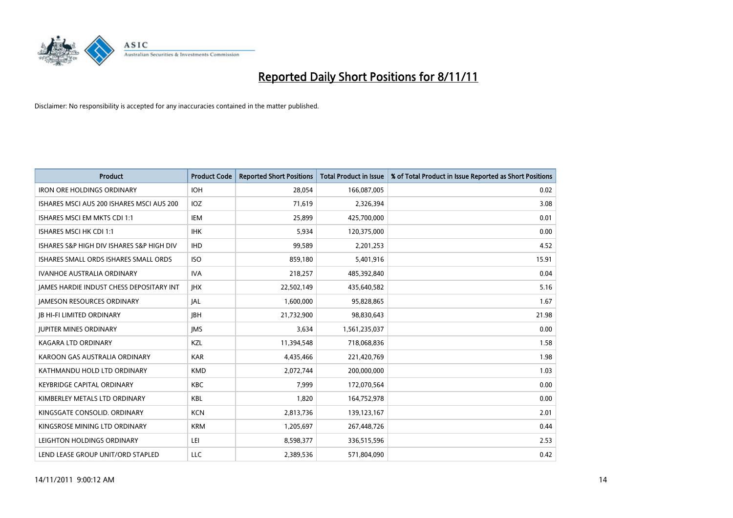# Reported Daily Short Positions for 8/11/11

Disclaimer: No responsibility is accepted for any inaccuracies contained in the matter published.

| Product | Product Code | Reported Short Positions | Total Product in Issue | % of Total Product in Issue Reported as Short Positions |
|---|---|---|---|---|
| IRON ORE HOLDINGS ORDINARY | IOH | 28,054 | 166,087,005 | 0.02 |
| ISHARES MSCI AUS 200 ISHARES MSCI AUS 200 | IOZ | 71,619 | 2,326,394 | 3.08 |
| ISHARES MSCI EM MKTS CDI 1:1 | IEM | 25,899 | 425,700,000 | 0.01 |
| ISHARES MSCI HK CDI 1:1 | IHK | 5,934 | 120,375,000 | 0.00 |
| ISHARES S&P HIGH DIV ISHARES S&P HIGH DIV | IHD | 99,589 | 2,201,253 | 4.52 |
| ISHARES SMALL ORDS ISHARES SMALL ORDS | ISO | 859,180 | 5,401,916 | 15.91 |
| IVANHOE AUSTRALIA ORDINARY | IVA | 218,257 | 485,392,840 | 0.04 |
| JAMES HARDIE INDUST CHESS DEPOSITARY INT | JHX | 22,502,149 | 435,640,582 | 5.16 |
| JAMESON RESOURCES ORDINARY | JAL | 1,600,000 | 95,828,865 | 1.67 |
| JB HI-FI LIMITED ORDINARY | JBH | 21,732,900 | 98,830,643 | 21.98 |
| JUPITER MINES ORDINARY | JMS | 3,634 | 1,561,235,037 | 0.00 |
| KAGARA LTD ORDINARY | KZL | 11,394,548 | 718,068,836 | 1.58 |
| KAROON GAS AUSTRALIA ORDINARY | KAR | 4,435,466 | 221,420,769 | 1.98 |
| KATHMANDU HOLD LTD ORDINARY | KMD | 2,072,744 | 200,000,000 | 1.03 |
| KEYBRIDGE CAPITAL ORDINARY | KBC | 7,999 | 172,070,564 | 0.00 |
| KIMBERLEY METALS LTD ORDINARY | KBL | 1,820 | 164,752,978 | 0.00 |
| KINGSGATE CONSOLID. ORDINARY | KCN | 2,813,736 | 139,123,167 | 2.01 |
| KINGSROSE MINING LTD ORDINARY | KRM | 1,205,697 | 267,448,726 | 0.44 |
| LEIGHTON HOLDINGS ORDINARY | LEI | 8,598,377 | 336,515,596 | 2.53 |
| LEND LEASE GROUP UNIT/ORD STAPLED | LLC | 2,389,536 | 571,804,090 | 0.42 |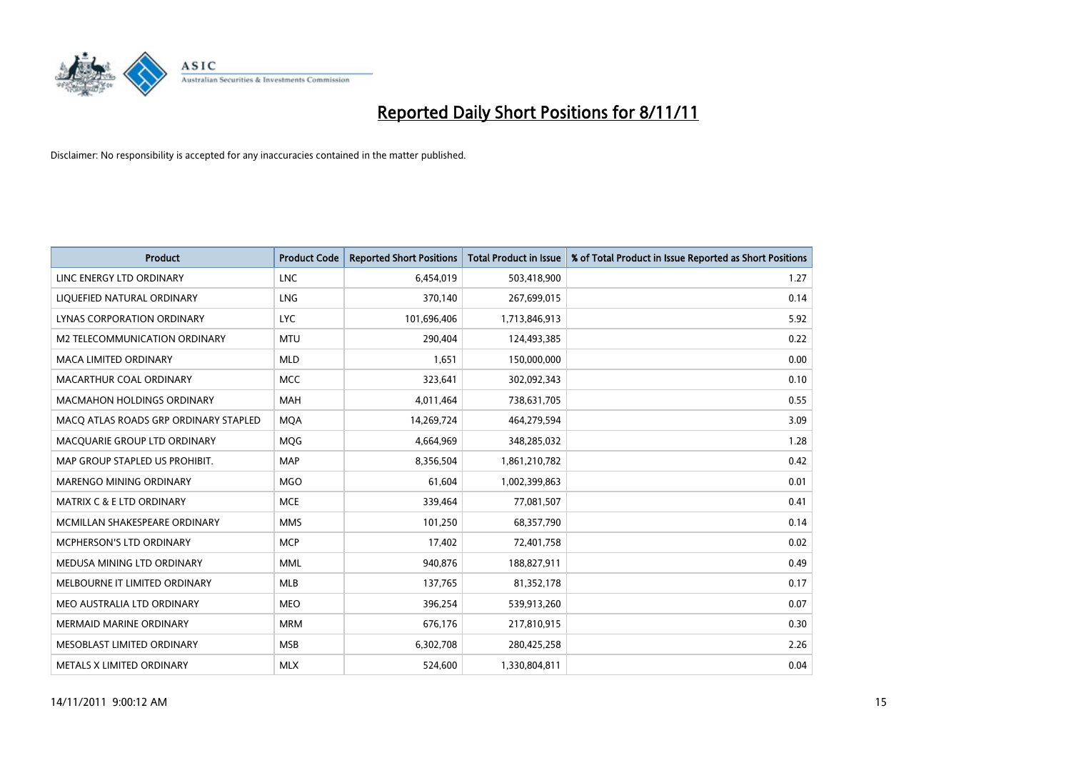# Reported Daily Short Positions for 8/11/11

Disclaimer: No responsibility is accepted for any inaccuracies contained in the matter published.

| Product | Product Code | Reported Short Positions | Total Product in Issue | % of Total Product in Issue Reported as Short Positions |
|---|---|---|---|---|
| LINC ENERGY LTD ORDINARY | LNC | 6,454,019 | 503,418,900 | 1.27 |
| LIQUEFIED NATURAL ORDINARY | LNG | 370,140 | 267,699,015 | 0.14 |
| LYNAS CORPORATION ORDINARY | LYC | 101,696,406 | 1,713,846,913 | 5.92 |
| M2 TELECOMMUNICATION ORDINARY | MTU | 290,404 | 124,493,385 | 0.22 |
| MACA LIMITED ORDINARY | MLD | 1,651 | 150,000,000 | 0.00 |
| MACARTHUR COAL ORDINARY | MCC | 323,641 | 302,092,343 | 0.10 |
| MACMAHON HOLDINGS ORDINARY | MAH | 4,011,464 | 738,631,705 | 0.55 |
| MACQ ATLAS ROADS GRP ORDINARY STAPLED | MQA | 14,269,724 | 464,279,594 | 3.09 |
| MACQUARIE GROUP LTD ORDINARY | MQG | 4,664,969 | 348,285,032 | 1.28 |
| MAP GROUP STAPLED US PROHIBIT. | MAP | 8,356,504 | 1,861,210,782 | 0.42 |
| MARENGO MINING ORDINARY | MGO | 61,604 | 1,002,399,863 | 0.01 |
| MATRIX C & E LTD ORDINARY | MCE | 339,464 | 77,081,507 | 0.41 |
| MCMILLAN SHAKESPEARE ORDINARY | MMS | 101,250 | 68,357,790 | 0.14 |
| MCPHERSON'S LTD ORDINARY | MCP | 17,402 | 72,401,758 | 0.02 |
| MEDUSA MINING LTD ORDINARY | MML | 940,876 | 188,827,911 | 0.49 |
| MELBOURNE IT LIMITED ORDINARY | MLB | 137,765 | 81,352,178 | 0.17 |
| MEO AUSTRALIA LTD ORDINARY | MEO | 396,254 | 539,913,260 | 0.07 |
| MERMAID MARINE ORDINARY | MRM | 676,176 | 217,810,915 | 0.30 |
| MESOBLAST LIMITED ORDINARY | MSB | 6,302,708 | 280,425,258 | 2.26 |
| METALS X LIMITED ORDINARY | MLX | 524,600 | 1,330,804,811 | 0.04 |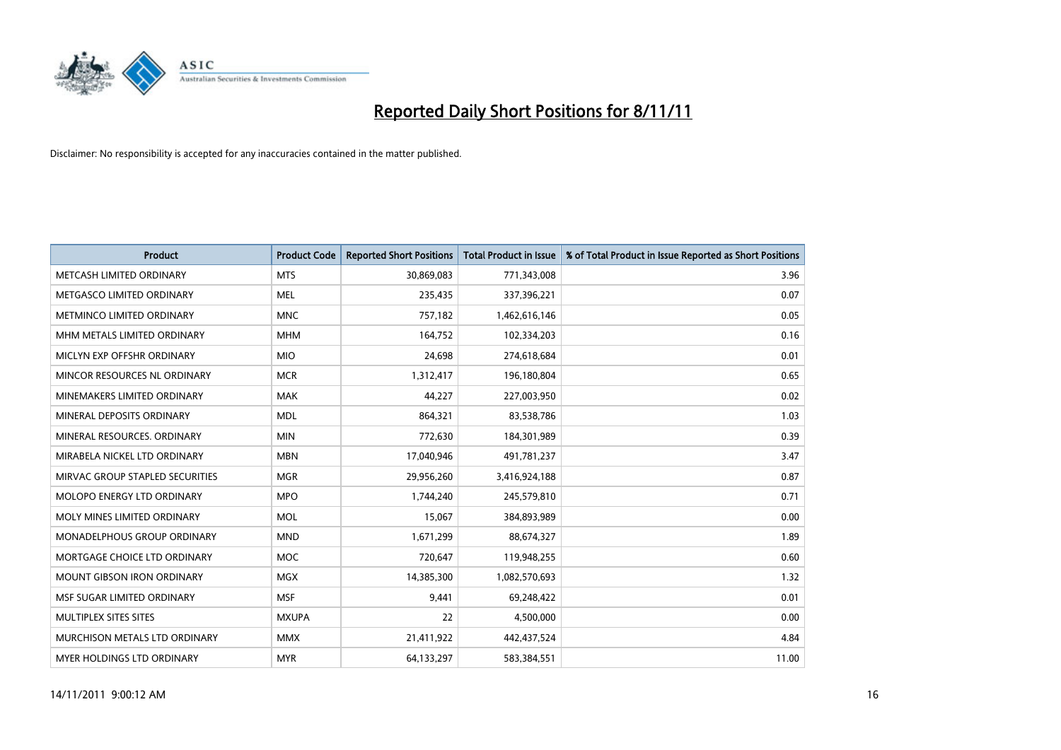# Reported Daily Short Positions for 8/11/11

Disclaimer: No responsibility is accepted for any inaccuracies contained in the matter published.

| Product | Product Code | Reported Short Positions | Total Product in Issue | % of Total Product in Issue Reported as Short Positions |
|---|---|---|---|---|
| METCASH LIMITED ORDINARY | MTS | 30,869,083 | 771,343,008 | 3.96 |
| METGASCO LIMITED ORDINARY | MEL | 235,435 | 337,396,221 | 0.07 |
| METMINCO LIMITED ORDINARY | MNC | 757,182 | 1,462,616,146 | 0.05 |
| MHM METALS LIMITED ORDINARY | MHM | 164,752 | 102,334,203 | 0.16 |
| MICLYN EXP OFFSHR ORDINARY | MIO | 24,698 | 274,618,684 | 0.01 |
| MINCOR RESOURCES NL ORDINARY | MCR | 1,312,417 | 196,180,804 | 0.65 |
| MINEMAKERS LIMITED ORDINARY | MAK | 44,227 | 227,003,950 | 0.02 |
| MINERAL DEPOSITS ORDINARY | MDL | 864,321 | 83,538,786 | 1.03 |
| MINERAL RESOURCES. ORDINARY | MIN | 772,630 | 184,301,989 | 0.39 |
| MIRABELA NICKEL LTD ORDINARY | MBN | 17,040,946 | 491,781,237 | 3.47 |
| MIRVAC GROUP STAPLED SECURITIES | MGR | 29,956,260 | 3,416,924,188 | 0.87 |
| MOLOPO ENERGY LTD ORDINARY | MPO | 1,744,240 | 245,579,810 | 0.71 |
| MOLY MINES LIMITED ORDINARY | MOL | 15,067 | 384,893,989 | 0.00 |
| MONADELPHOUS GROUP ORDINARY | MND | 1,671,299 | 88,674,327 | 1.89 |
| MORTGAGE CHOICE LTD ORDINARY | MOC | 720,647 | 119,948,255 | 0.60 |
| MOUNT GIBSON IRON ORDINARY | MGX | 14,385,300 | 1,082,570,693 | 1.32 |
| MSF SUGAR LIMITED ORDINARY | MSF | 9,441 | 69,248,422 | 0.01 |
| MULTIPLEX SITES SITES | MXUPA | 22 | 4,500,000 | 0.00 |
| MURCHISON METALS LTD ORDINARY | MMX | 21,411,922 | 442,437,524 | 4.84 |
| MYER HOLDINGS LTD ORDINARY | MYR | 64,133,297 | 583,384,551 | 11.00 |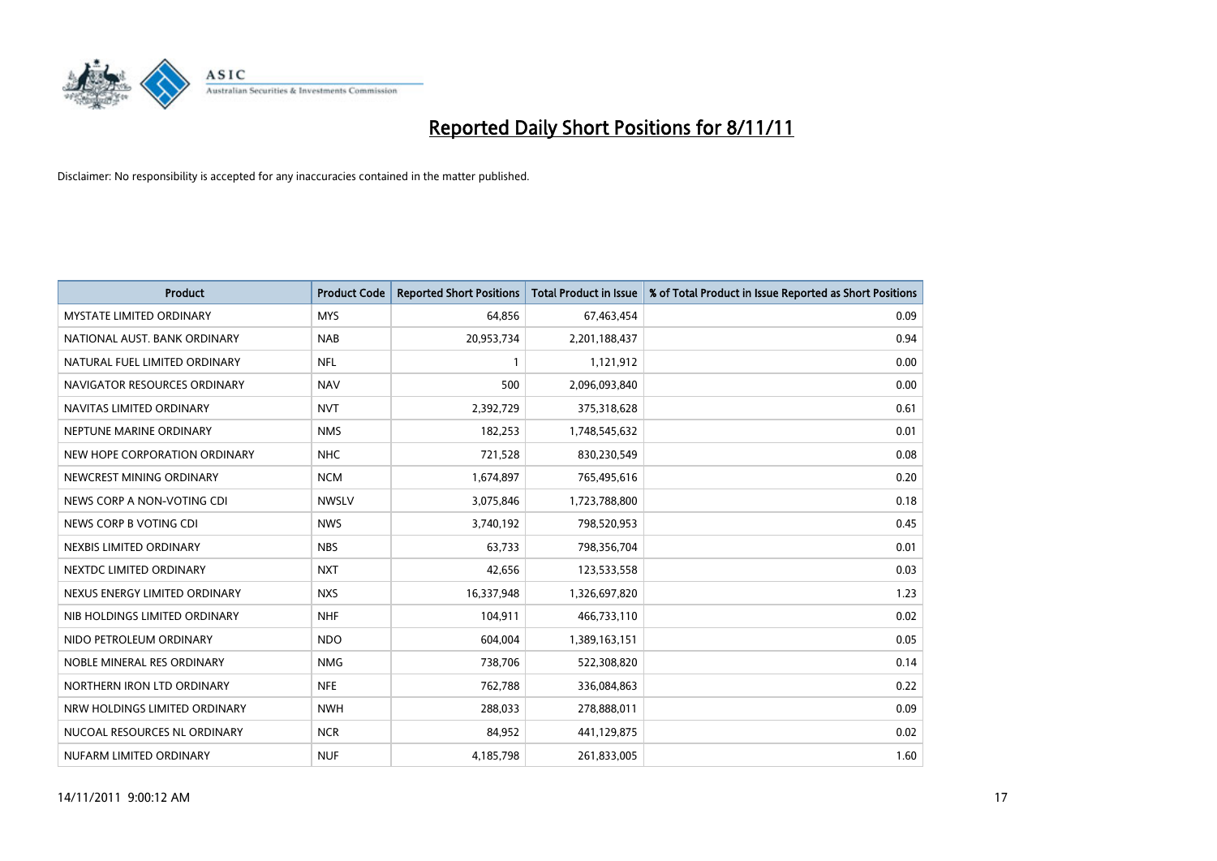# Reported Daily Short Positions for 8/11/11

Disclaimer: No responsibility is accepted for any inaccuracies contained in the matter published.

| Product | Product Code | Reported Short Positions | Total Product in Issue | % of Total Product in Issue Reported as Short Positions |
|---|---|---|---|---|
| MYSTATE LIMITED ORDINARY | MYS | 64,856 | 67,463,454 | 0.09 |
| NATIONAL AUST. BANK ORDINARY | NAB | 20,953,734 | 2,201,188,437 | 0.94 |
| NATURAL FUEL LIMITED ORDINARY | NFL | 1 | 1,121,912 | 0.00 |
| NAVIGATOR RESOURCES ORDINARY | NAV | 500 | 2,096,093,840 | 0.00 |
| NAVITAS LIMITED ORDINARY | NVT | 2,392,729 | 375,318,628 | 0.61 |
| NEPTUNE MARINE ORDINARY | NMS | 182,253 | 1,748,545,632 | 0.01 |
| NEW HOPE CORPORATION ORDINARY | NHC | 721,528 | 830,230,549 | 0.08 |
| NEWCREST MINING ORDINARY | NCM | 1,674,897 | 765,495,616 | 0.20 |
| NEWS CORP A NON-VOTING CDI | NWSLV | 3,075,846 | 1,723,788,800 | 0.18 |
| NEWS CORP B VOTING CDI | NWS | 3,740,192 | 798,520,953 | 0.45 |
| NEXBIS LIMITED ORDINARY | NBS | 63,733 | 798,356,704 | 0.01 |
| NEXTDC LIMITED ORDINARY | NXT | 42,656 | 123,533,558 | 0.03 |
| NEXUS ENERGY LIMITED ORDINARY | NXS | 16,337,948 | 1,326,697,820 | 1.23 |
| NIB HOLDINGS LIMITED ORDINARY | NHF | 104,911 | 466,733,110 | 0.02 |
| NIDO PETROLEUM ORDINARY | NDO | 604,004 | 1,389,163,151 | 0.05 |
| NOBLE MINERAL RES ORDINARY | NMG | 738,706 | 522,308,820 | 0.14 |
| NORTHERN IRON LTD ORDINARY | NFE | 762,788 | 336,084,863 | 0.22 |
| NRW HOLDINGS LIMITED ORDINARY | NWH | 288,033 | 278,888,011 | 0.09 |
| NUCOAL RESOURCES NL ORDINARY | NCR | 84,952 | 441,129,875 | 0.02 |
| NUFARM LIMITED ORDINARY | NUF | 4,185,798 | 261,833,005 | 1.60 |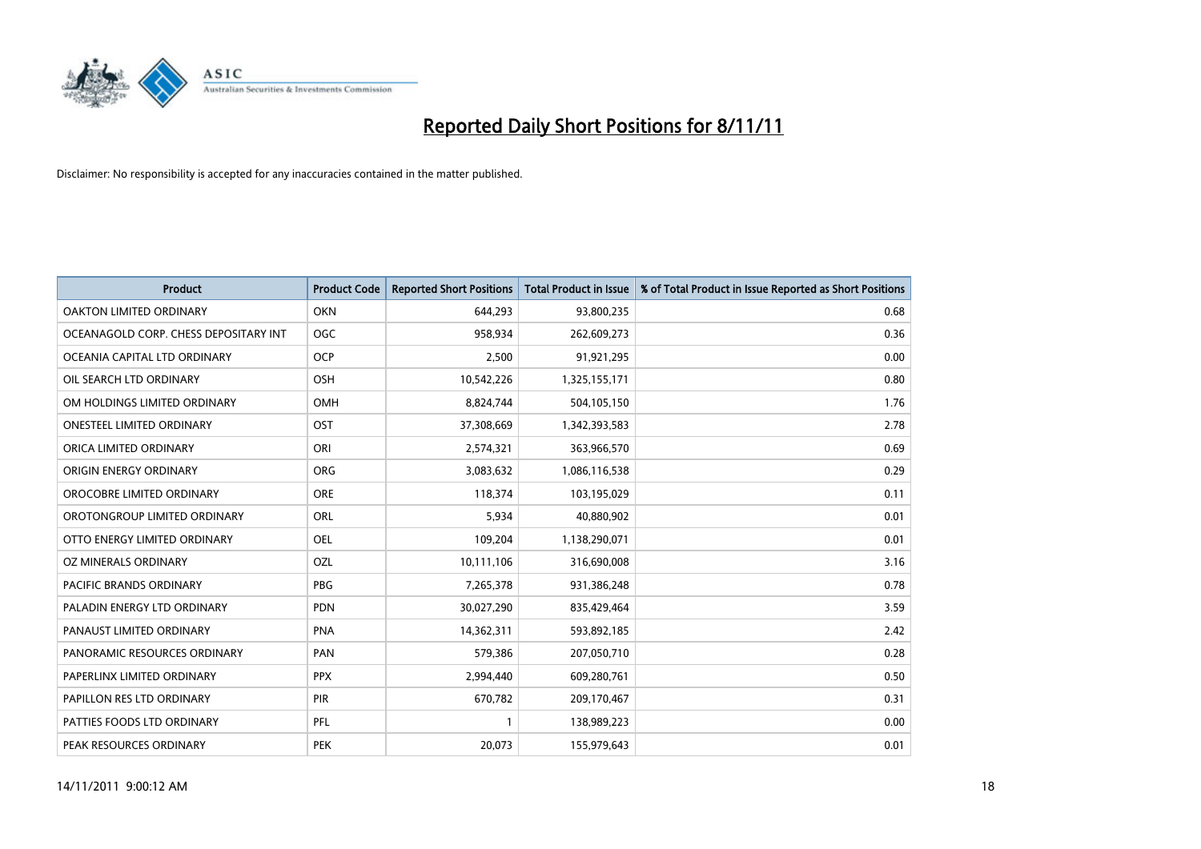# Reported Daily Short Positions for 8/11/11

Disclaimer: No responsibility is accepted for any inaccuracies contained in the matter published.

| Product | Product Code | Reported Short Positions | Total Product in Issue | % of Total Product in Issue Reported as Short Positions |
|---|---|---|---|---|
| OAKTON LIMITED ORDINARY | OKN | 644,293 | 93,800,235 | 0.68 |
| OCEANAGOLD CORP. CHESS DEPOSITARY INT | OGC | 958,934 | 262,609,273 | 0.36 |
| OCEANIA CAPITAL LTD ORDINARY | OCP | 2,500 | 91,921,295 | 0.00 |
| OIL SEARCH LTD ORDINARY | OSH | 10,542,226 | 1,325,155,171 | 0.80 |
| OM HOLDINGS LIMITED ORDINARY | OMH | 8,824,744 | 504,105,150 | 1.76 |
| ONESTEEL LIMITED ORDINARY | OST | 37,308,669 | 1,342,393,583 | 2.78 |
| ORICA LIMITED ORDINARY | ORI | 2,574,321 | 363,966,570 | 0.69 |
| ORIGIN ENERGY ORDINARY | ORG | 3,083,632 | 1,086,116,538 | 0.29 |
| OROCOBRE LIMITED ORDINARY | ORE | 118,374 | 103,195,029 | 0.11 |
| OROTONGROUP LIMITED ORDINARY | ORL | 5,934 | 40,880,902 | 0.01 |
| OTTO ENERGY LIMITED ORDINARY | OEL | 109,204 | 1,138,290,071 | 0.01 |
| OZ MINERALS ORDINARY | OZL | 10,111,106 | 316,690,008 | 3.16 |
| PACIFIC BRANDS ORDINARY | PBG | 7,265,378 | 931,386,248 | 0.78 |
| PALADIN ENERGY LTD ORDINARY | PDN | 30,027,290 | 835,429,464 | 3.59 |
| PANAUST LIMITED ORDINARY | PNA | 14,362,311 | 593,892,185 | 2.42 |
| PANORAMIC RESOURCES ORDINARY | PAN | 579,386 | 207,050,710 | 0.28 |
| PAPERLINX LIMITED ORDINARY | PPX | 2,994,440 | 609,280,761 | 0.50 |
| PAPILLON RES LTD ORDINARY | PIR | 670,782 | 209,170,467 | 0.31 |
| PATTIES FOODS LTD ORDINARY | PFL | 1 | 138,989,223 | 0.00 |
| PEAK RESOURCES ORDINARY | PEK | 20,073 | 155,979,643 | 0.01 |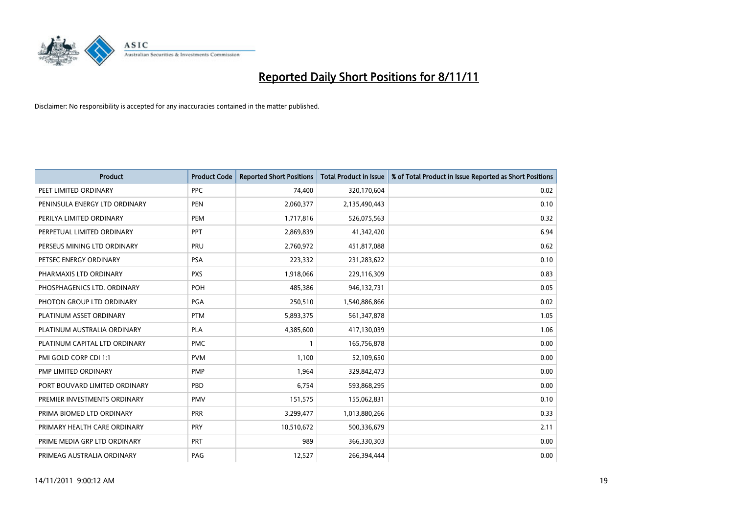# Reported Daily Short Positions for 8/11/11

Disclaimer: No responsibility is accepted for any inaccuracies contained in the matter published.

| Product | Product Code | Reported Short Positions | Total Product in Issue | % of Total Product in Issue Reported as Short Positions |
|---|---|---|---|---|
| PEET LIMITED ORDINARY | PPC | 74,400 | 320,170,604 | 0.02 |
| PENINSULA ENERGY LTD ORDINARY | PEN | 2,060,377 | 2,135,490,443 | 0.10 |
| PERILYA LIMITED ORDINARY | PEM | 1,717,816 | 526,075,563 | 0.32 |
| PERPETUAL LIMITED ORDINARY | PPT | 2,869,839 | 41,342,420 | 6.94 |
| PERSEUS MINING LTD ORDINARY | PRU | 2,760,972 | 451,817,088 | 0.62 |
| PETSEC ENERGY ORDINARY | PSA | 223,332 | 231,283,622 | 0.10 |
| PHARMAXIS LTD ORDINARY | PXS | 1,918,066 | 229,116,309 | 0.83 |
| PHOSPHAGENICS LTD. ORDINARY | POH | 485,386 | 946,132,731 | 0.05 |
| PHOTON GROUP LTD ORDINARY | PGA | 250,510 | 1,540,886,866 | 0.02 |
| PLATINUM ASSET ORDINARY | PTM | 5,893,375 | 561,347,878 | 1.05 |
| PLATINUM AUSTRALIA ORDINARY | PLA | 4,385,600 | 417,130,039 | 1.06 |
| PLATINUM CAPITAL LTD ORDINARY | PMC | 1 | 165,756,878 | 0.00 |
| PMI GOLD CORP CDI 1:1 | PVM | 1,100 | 52,109,650 | 0.00 |
| PMP LIMITED ORDINARY | PMP | 1,964 | 329,842,473 | 0.00 |
| PORT BOUVARD LIMITED ORDINARY | PBD | 6,754 | 593,868,295 | 0.00 |
| PREMIER INVESTMENTS ORDINARY | PMV | 151,575 | 155,062,831 | 0.10 |
| PRIMA BIOMED LTD ORDINARY | PRR | 3,299,477 | 1,013,880,266 | 0.33 |
| PRIMARY HEALTH CARE ORDINARY | PRY | 10,510,672 | 500,336,679 | 2.11 |
| PRIME MEDIA GRP LTD ORDINARY | PRT | 989 | 366,330,303 | 0.00 |
| PRIMEAG AUSTRALIA ORDINARY | PAG | 12,527 | 266,394,444 | 0.00 |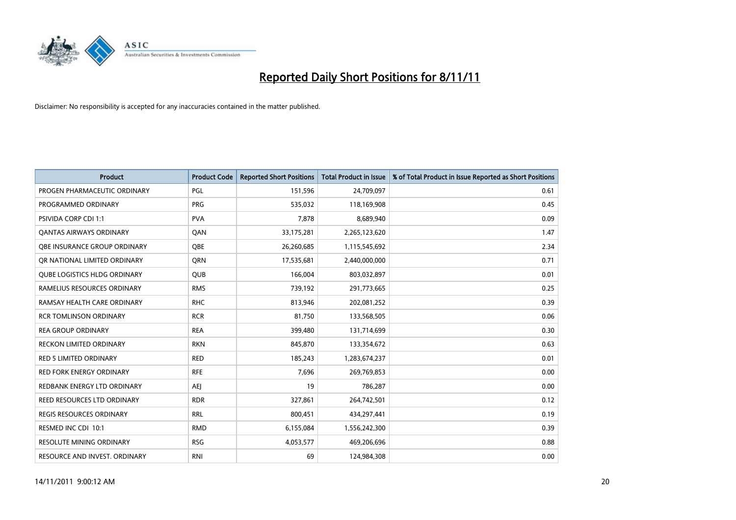# Reported Daily Short Positions for 8/11/11

Disclaimer: No responsibility is accepted for any inaccuracies contained in the matter published.

| Product | Product Code | Reported Short Positions | Total Product in Issue | % of Total Product in Issue Reported as Short Positions |
|---|---|---|---|---|
| PROGEN PHARMACEUTIC ORDINARY | PGL | 151,596 | 24,709,097 | 0.61 |
| PROGRAMMED ORDINARY | PRG | 535,032 | 118,169,908 | 0.45 |
| PSIVIDA CORP CDI 1:1 | PVA | 7,878 | 8,689,940 | 0.09 |
| QANTAS AIRWAYS ORDINARY | QAN | 33,175,281 | 2,265,123,620 | 1.47 |
| QBE INSURANCE GROUP ORDINARY | QBE | 26,260,685 | 1,115,545,692 | 2.34 |
| QR NATIONAL LIMITED ORDINARY | QRN | 17,535,681 | 2,440,000,000 | 0.71 |
| QUBE LOGISTICS HLDG ORDINARY | QUB | 166,004 | 803,032,897 | 0.01 |
| RAMELIUS RESOURCES ORDINARY | RMS | 739,192 | 291,773,665 | 0.25 |
| RAMSAY HEALTH CARE ORDINARY | RHC | 813,946 | 202,081,252 | 0.39 |
| RCR TOMLINSON ORDINARY | RCR | 81,750 | 133,568,505 | 0.06 |
| REA GROUP ORDINARY | REA | 399,480 | 131,714,699 | 0.30 |
| RECKON LIMITED ORDINARY | RKN | 845,870 | 133,354,672 | 0.63 |
| RED 5 LIMITED ORDINARY | RED | 185,243 | 1,283,674,237 | 0.01 |
| RED FORK ENERGY ORDINARY | RFE | 7,696 | 269,769,853 | 0.00 |
| REDBANK ENERGY LTD ORDINARY | AEJ | 19 | 786,287 | 0.00 |
| REED RESOURCES LTD ORDINARY | RDR | 327,861 | 264,742,501 | 0.12 |
| REGIS RESOURCES ORDINARY | RRL | 800,451 | 434,297,441 | 0.19 |
| RESMED INC CDI 10:1 | RMD | 6,155,084 | 1,556,242,300 | 0.39 |
| RESOLUTE MINING ORDINARY | RSG | 4,053,577 | 469,206,696 | 0.88 |
| RESOURCE AND INVEST. ORDINARY | RNI | 69 | 124,984,308 | 0.00 |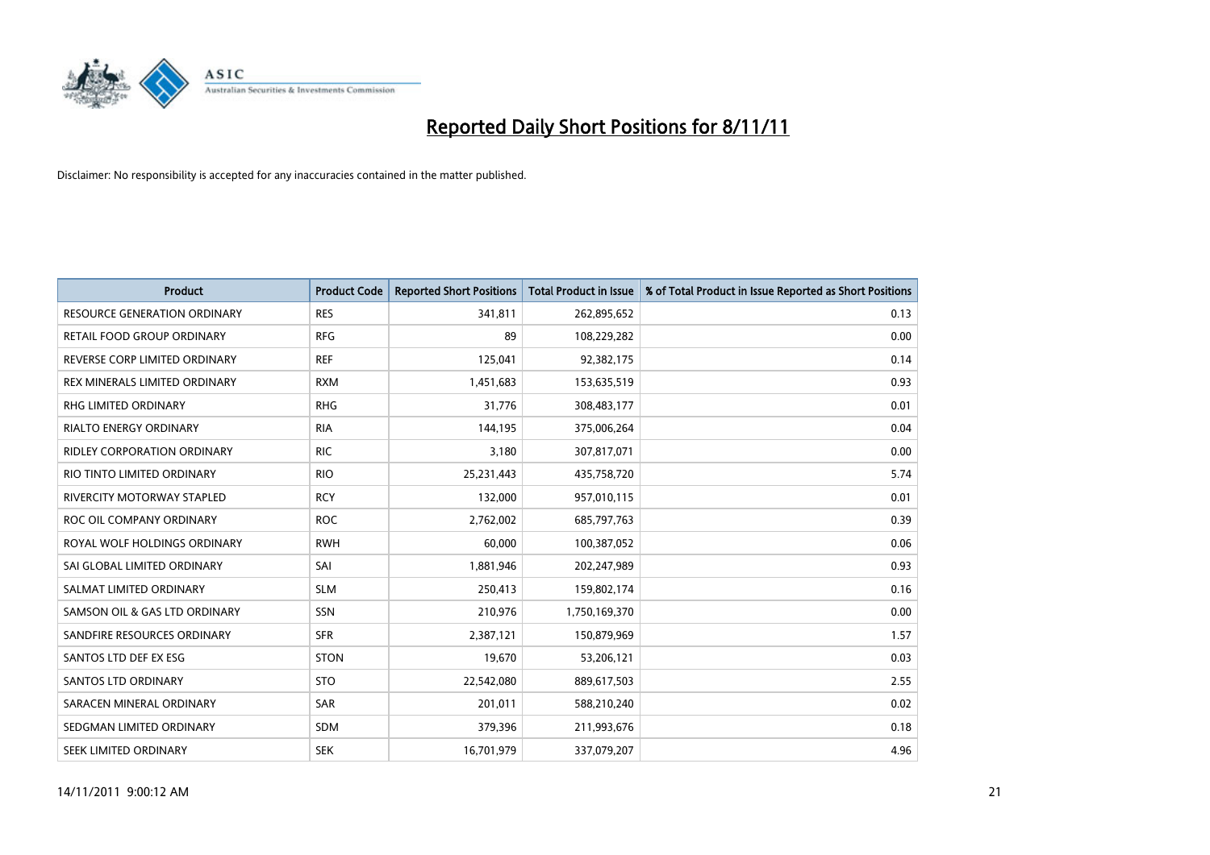# Reported Daily Short Positions for 8/11/11

Disclaimer: No responsibility is accepted for any inaccuracies contained in the matter published.

| Product | Product Code | Reported Short Positions | Total Product in Issue | % of Total Product in Issue Reported as Short Positions |
|---|---|---|---|---|
| RESOURCE GENERATION ORDINARY | RES | 341,811 | 262,895,652 | 0.13 |
| RETAIL FOOD GROUP ORDINARY | RFG | 89 | 108,229,282 | 0.00 |
| REVERSE CORP LIMITED ORDINARY | REF | 125,041 | 92,382,175 | 0.14 |
| REX MINERALS LIMITED ORDINARY | RXM | 1,451,683 | 153,635,519 | 0.93 |
| RHG LIMITED ORDINARY | RHG | 31,776 | 308,483,177 | 0.01 |
| RIALTO ENERGY ORDINARY | RIA | 144,195 | 375,006,264 | 0.04 |
| RIDLEY CORPORATION ORDINARY | RIC | 3,180 | 307,817,071 | 0.00 |
| RIO TINTO LIMITED ORDINARY | RIO | 25,231,443 | 435,758,720 | 5.74 |
| RIVERCITY MOTORWAY STAPLED | RCY | 132,000 | 957,010,115 | 0.01 |
| ROC OIL COMPANY ORDINARY | ROC | 2,762,002 | 685,797,763 | 0.39 |
| ROYAL WOLF HOLDINGS ORDINARY | RWH | 60,000 | 100,387,052 | 0.06 |
| SAI GLOBAL LIMITED ORDINARY | SAI | 1,881,946 | 202,247,989 | 0.93 |
| SALMAT LIMITED ORDINARY | SLM | 250,413 | 159,802,174 | 0.16 |
| SAMSON OIL & GAS LTD ORDINARY | SSN | 210,976 | 1,750,169,370 | 0.00 |
| SANDFIRE RESOURCES ORDINARY | SFR | 2,387,121 | 150,879,969 | 1.57 |
| SANTOS LTD DEF EX ESG | STON | 19,670 | 53,206,121 | 0.03 |
| SANTOS LTD ORDINARY | STO | 22,542,080 | 889,617,503 | 2.55 |
| SARACEN MINERAL ORDINARY | SAR | 201,011 | 588,210,240 | 0.02 |
| SEDGMAN LIMITED ORDINARY | SDM | 379,396 | 211,993,676 | 0.18 |
| SEEK LIMITED ORDINARY | SEK | 16,701,979 | 337,079,207 | 4.96 |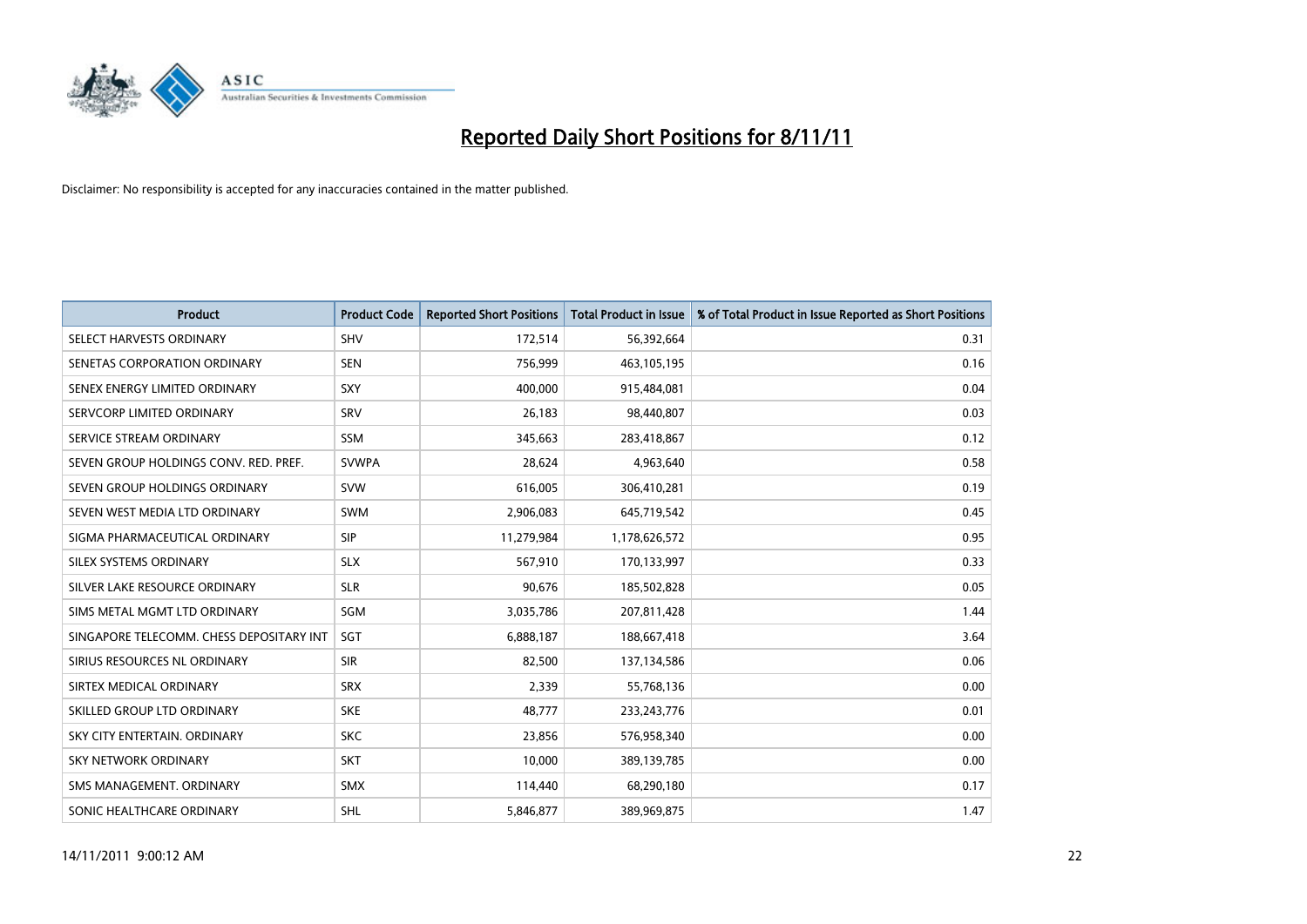# Reported Daily Short Positions for 8/11/11

Disclaimer: No responsibility is accepted for any inaccuracies contained in the matter published.

| Product | Product Code | Reported Short Positions | Total Product in Issue | % of Total Product in Issue Reported as Short Positions |
|---|---|---|---|---|
| SELECT HARVESTS ORDINARY | SHV | 172,514 | 56,392,664 | 0.31 |
| SENETAS CORPORATION ORDINARY | SEN | 756,999 | 463,105,195 | 0.16 |
| SENEX ENERGY LIMITED ORDINARY | SXY | 400,000 | 915,484,081 | 0.04 |
| SERVCORP LIMITED ORDINARY | SRV | 26,183 | 98,440,807 | 0.03 |
| SERVICE STREAM ORDINARY | SSM | 345,663 | 283,418,867 | 0.12 |
| SEVEN GROUP HOLDINGS CONV. RED. PREF. | SVWPA | 28,624 | 4,963,640 | 0.58 |
| SEVEN GROUP HOLDINGS ORDINARY | SVW | 616,005 | 306,410,281 | 0.19 |
| SEVEN WEST MEDIA LTD ORDINARY | SWM | 2,906,083 | 645,719,542 | 0.45 |
| SIGMA PHARMACEUTICAL ORDINARY | SIP | 11,279,984 | 1,178,626,572 | 0.95 |
| SILEX SYSTEMS ORDINARY | SLX | 567,910 | 170,133,997 | 0.33 |
| SILVER LAKE RESOURCE ORDINARY | SLR | 90,676 | 185,502,828 | 0.05 |
| SIMS METAL MGMT LTD ORDINARY | SGM | 3,035,786 | 207,811,428 | 1.44 |
| SINGAPORE TELECOMM. CHESS DEPOSITARY INT | SGT | 6,888,187 | 188,667,418 | 3.64 |
| SIRIUS RESOURCES NL ORDINARY | SIR | 82,500 | 137,134,586 | 0.06 |
| SIRTEX MEDICAL ORDINARY | SRX | 2,339 | 55,768,136 | 0.00 |
| SKILLED GROUP LTD ORDINARY | SKE | 48,777 | 233,243,776 | 0.01 |
| SKY CITY ENTERTAIN. ORDINARY | SKC | 23,856 | 576,958,340 | 0.00 |
| SKY NETWORK ORDINARY | SKT | 10,000 | 389,139,785 | 0.00 |
| SMS MANAGEMENT. ORDINARY | SMX | 114,440 | 68,290,180 | 0.17 |
| SONIC HEALTHCARE ORDINARY | SHL | 5,846,877 | 389,969,875 | 1.47 |

14/11/2011 9:00:12 AM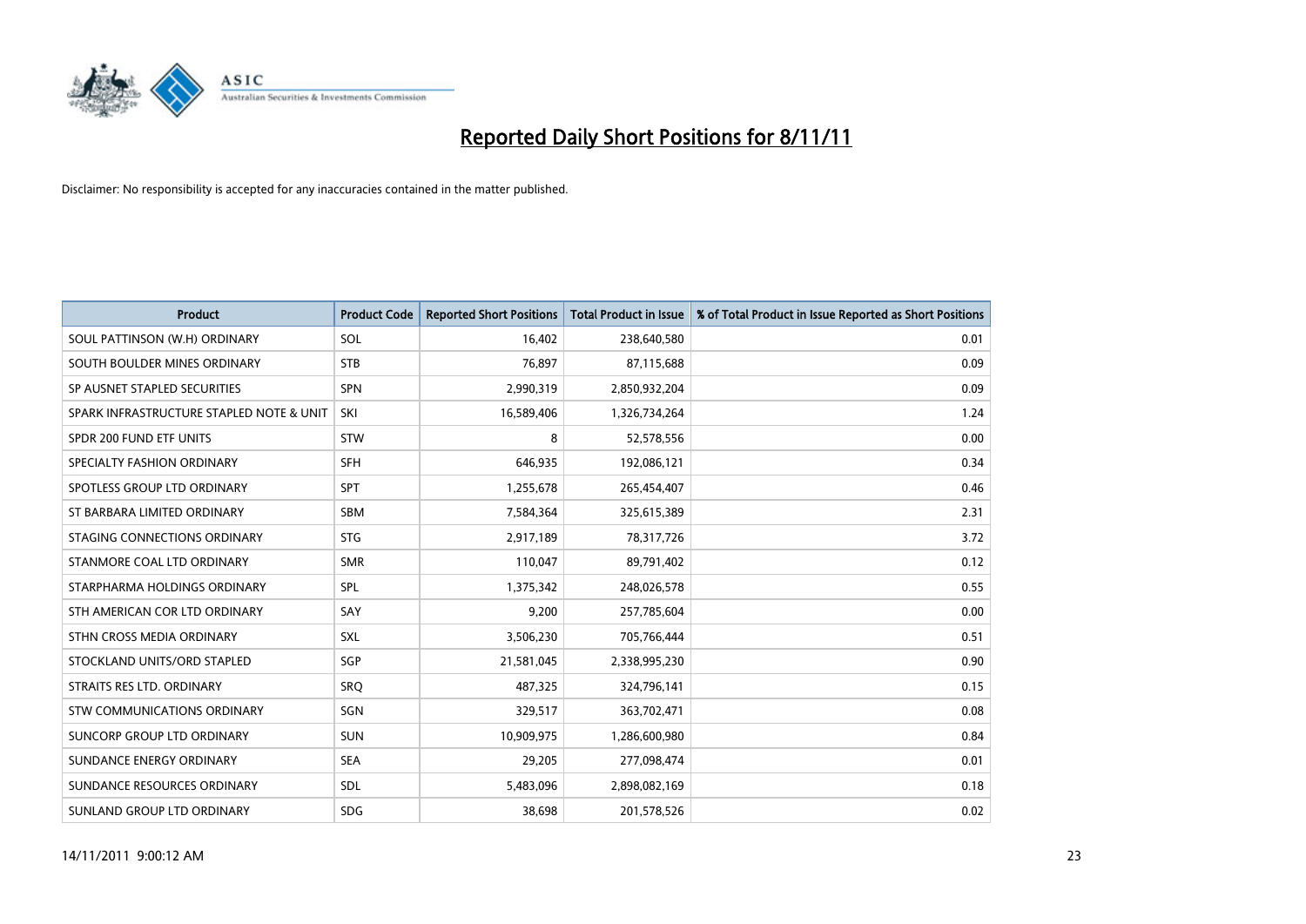# Reported Daily Short Positions for 8/11/11

Disclaimer: No responsibility is accepted for any inaccuracies contained in the matter published.

| Product | Product Code | Reported Short Positions | Total Product in Issue | % of Total Product in Issue Reported as Short Positions |
|---|---|---|---|---|
| SOUL PATTINSON (W.H) ORDINARY | SOL | 16,402 | 238,640,580 | 0.01 |
| SOUTH BOULDER MINES ORDINARY | STB | 76,897 | 87,115,688 | 0.09 |
| SP AUSNET STAPLED SECURITIES | SPN | 2,990,319 | 2,850,932,204 | 0.09 |
| SPARK INFRASTRUCTURE STAPLED NOTE & UNIT | SKI | 16,589,406 | 1,326,734,264 | 1.24 |
| SPDR 200 FUND ETF UNITS | STW | 8 | 52,578,556 | 0.00 |
| SPECIALTY FASHION ORDINARY | SFH | 646,935 | 192,086,121 | 0.34 |
| SPOTLESS GROUP LTD ORDINARY | SPT | 1,255,678 | 265,454,407 | 0.46 |
| ST BARBARA LIMITED ORDINARY | SBM | 7,584,364 | 325,615,389 | 2.31 |
| STAGING CONNECTIONS ORDINARY | STG | 2,917,189 | 78,317,726 | 3.72 |
| STANMORE COAL LTD ORDINARY | SMR | 110,047 | 89,791,402 | 0.12 |
| STARPHARMA HOLDINGS ORDINARY | SPL | 1,375,342 | 248,026,578 | 0.55 |
| STH AMERICAN COR LTD ORDINARY | SAY | 9,200 | 257,785,604 | 0.00 |
| STHN CROSS MEDIA ORDINARY | SXL | 3,506,230 | 705,766,444 | 0.51 |
| STOCKLAND UNITS/ORD STAPLED | SGP | 21,581,045 | 2,338,995,230 | 0.90 |
| STRAITS RES LTD. ORDINARY | SRQ | 487,325 | 324,796,141 | 0.15 |
| STW COMMUNICATIONS ORDINARY | SGN | 329,517 | 363,702,471 | 0.08 |
| SUNCORP GROUP LTD ORDINARY | SUN | 10,909,975 | 1,286,600,980 | 0.84 |
| SUNDANCE ENERGY ORDINARY | SEA | 29,205 | 277,098,474 | 0.01 |
| SUNDANCE RESOURCES ORDINARY | SDL | 5,483,096 | 2,898,082,169 | 0.18 |
| SUNLAND GROUP LTD ORDINARY | SDG | 38,698 | 201,578,526 | 0.02 |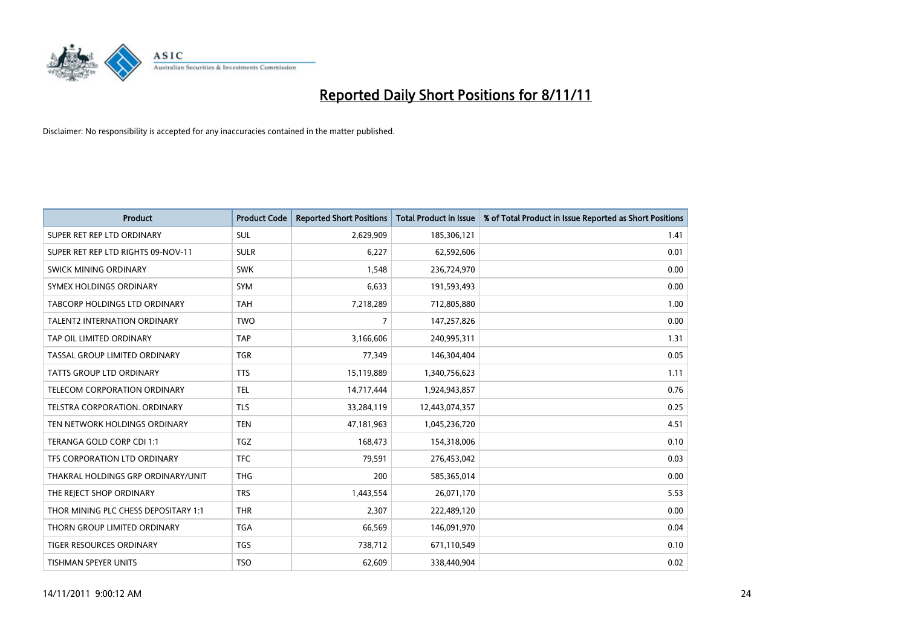# Reported Daily Short Positions for 8/11/11

Disclaimer: No responsibility is accepted for any inaccuracies contained in the matter published.

| Product | Product Code | Reported Short Positions | Total Product in Issue | % of Total Product in Issue Reported as Short Positions |
|---|---|---|---|---|
| SUPER RET REP LTD ORDINARY | SUL | 2,629,909 | 185,306,121 | 1.41 |
| SUPER RET REP LTD RIGHTS 09-NOV-11 | SULR | 6,227 | 62,592,606 | 0.01 |
| SWICK MINING ORDINARY | SWK | 1,548 | 236,724,970 | 0.00 |
| SYMEX HOLDINGS ORDINARY | SYM | 6,633 | 191,593,493 | 0.00 |
| TABCORP HOLDINGS LTD ORDINARY | TAH | 7,218,289 | 712,805,880 | 1.00 |
| TALENT2 INTERNATION ORDINARY | TWO | 7 | 147,257,826 | 0.00 |
| TAP OIL LIMITED ORDINARY | TAP | 3,166,606 | 240,995,311 | 1.31 |
| TASSAL GROUP LIMITED ORDINARY | TGR | 77,349 | 146,304,404 | 0.05 |
| TATTS GROUP LTD ORDINARY | TTS | 15,119,889 | 1,340,756,623 | 1.11 |
| TELECOM CORPORATION ORDINARY | TEL | 14,717,444 | 1,924,943,857 | 0.76 |
| TELSTRA CORPORATION. ORDINARY | TLS | 33,284,119 | 12,443,074,357 | 0.25 |
| TEN NETWORK HOLDINGS ORDINARY | TEN | 47,181,963 | 1,045,236,720 | 4.51 |
| TERANGA GOLD CORP CDI 1:1 | TGZ | 168,473 | 154,318,006 | 0.10 |
| TFS CORPORATION LTD ORDINARY | TFC | 79,591 | 276,453,042 | 0.03 |
| THAKRAL HOLDINGS GRP ORDINARY/UNIT | THG | 200 | 585,365,014 | 0.00 |
| THE REJECT SHOP ORDINARY | TRS | 1,443,554 | 26,071,170 | 5.53 |
| THOR MINING PLC CHESS DEPOSITARY 1:1 | THR | 2,307 | 222,489,120 | 0.00 |
| THORN GROUP LIMITED ORDINARY | TGA | 66,569 | 146,091,970 | 0.04 |
| TIGER RESOURCES ORDINARY | TGS | 738,712 | 671,110,549 | 0.10 |
| TISHMAN SPEYER UNITS | TSO | 62,609 | 338,440,904 | 0.02 |

14/11/2011 9:00:12 AM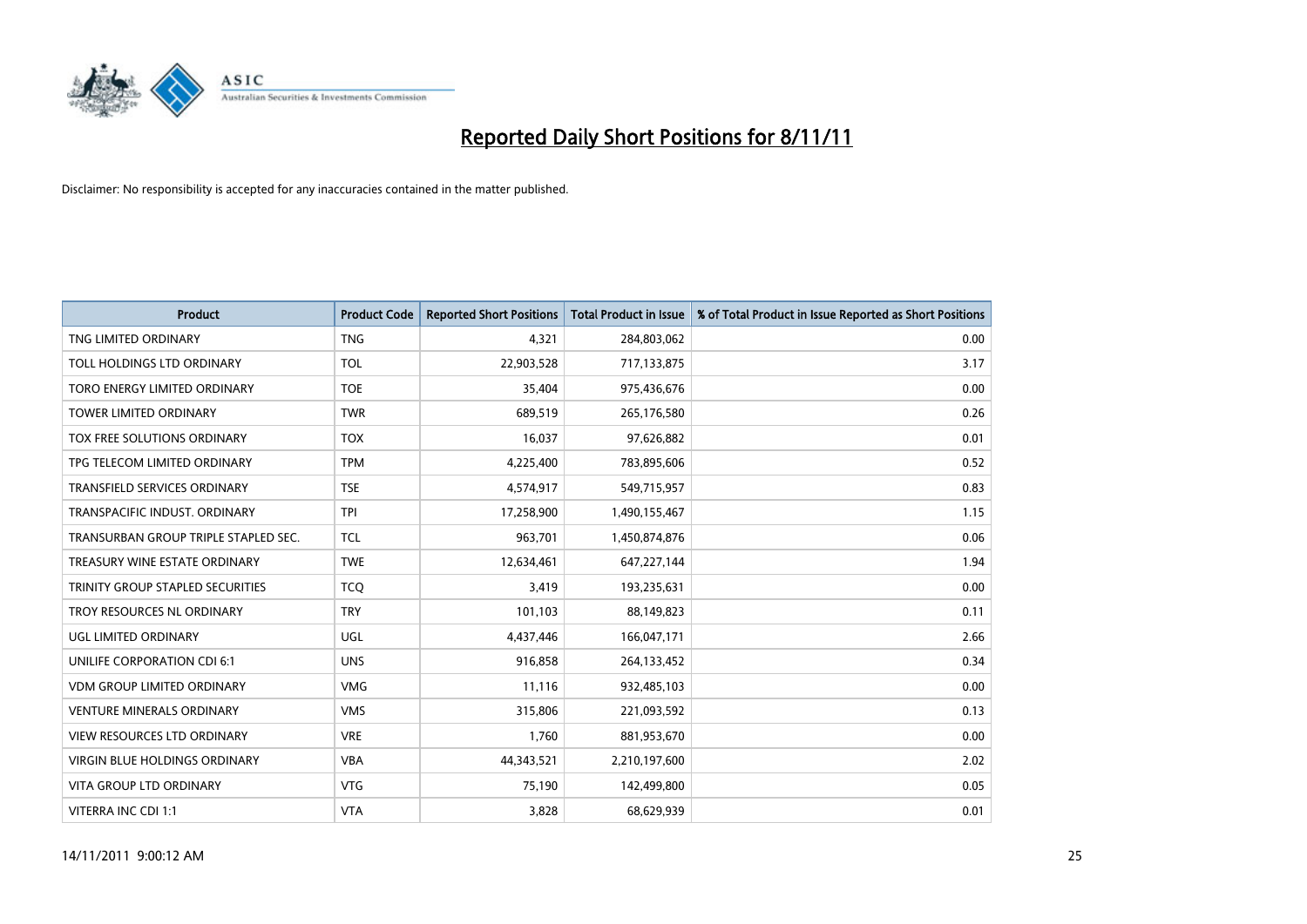# Reported Daily Short Positions for 8/11/11

Disclaimer: No responsibility is accepted for any inaccuracies contained in the matter published.

| Product | Product Code | Reported Short Positions | Total Product in Issue | % of Total Product in Issue Reported as Short Positions |
|---|---|---|---|---|
| TNG LIMITED ORDINARY | TNG | 4,321 | 284,803,062 | 0.00 |
| TOLL HOLDINGS LTD ORDINARY | TOL | 22,903,528 | 717,133,875 | 3.17 |
| TORO ENERGY LIMITED ORDINARY | TOE | 35,404 | 975,436,676 | 0.00 |
| TOWER LIMITED ORDINARY | TWR | 689,519 | 265,176,580 | 0.26 |
| TOX FREE SOLUTIONS ORDINARY | TOX | 16,037 | 97,626,882 | 0.01 |
| TPG TELECOM LIMITED ORDINARY | TPM | 4,225,400 | 783,895,606 | 0.52 |
| TRANSFIELD SERVICES ORDINARY | TSE | 4,574,917 | 549,715,957 | 0.83 |
| TRANSPACIFIC INDUST. ORDINARY | TPI | 17,258,900 | 1,490,155,467 | 1.15 |
| TRANSURBAN GROUP TRIPLE STAPLED SEC. | TCL | 963,701 | 1,450,874,876 | 0.06 |
| TREASURY WINE ESTATE ORDINARY | TWE | 12,634,461 | 647,227,144 | 1.94 |
| TRINITY GROUP STAPLED SECURITIES | TCQ | 3,419 | 193,235,631 | 0.00 |
| TROY RESOURCES NL ORDINARY | TRY | 101,103 | 88,149,823 | 0.11 |
| UGL LIMITED ORDINARY | UGL | 4,437,446 | 166,047,171 | 2.66 |
| UNILIFE CORPORATION CDI 6:1 | UNS | 916,858 | 264,133,452 | 0.34 |
| VDM GROUP LIMITED ORDINARY | VMG | 11,116 | 932,485,103 | 0.00 |
| VENTURE MINERALS ORDINARY | VMS | 315,806 | 221,093,592 | 0.13 |
| VIEW RESOURCES LTD ORDINARY | VRE | 1,760 | 881,953,670 | 0.00 |
| VIRGIN BLUE HOLDINGS ORDINARY | VBA | 44,343,521 | 2,210,197,600 | 2.02 |
| VITA GROUP LTD ORDINARY | VTG | 75,190 | 142,499,800 | 0.05 |
| VITERRA INC CDI 1:1 | VTA | 3,828 | 68,629,939 | 0.01 |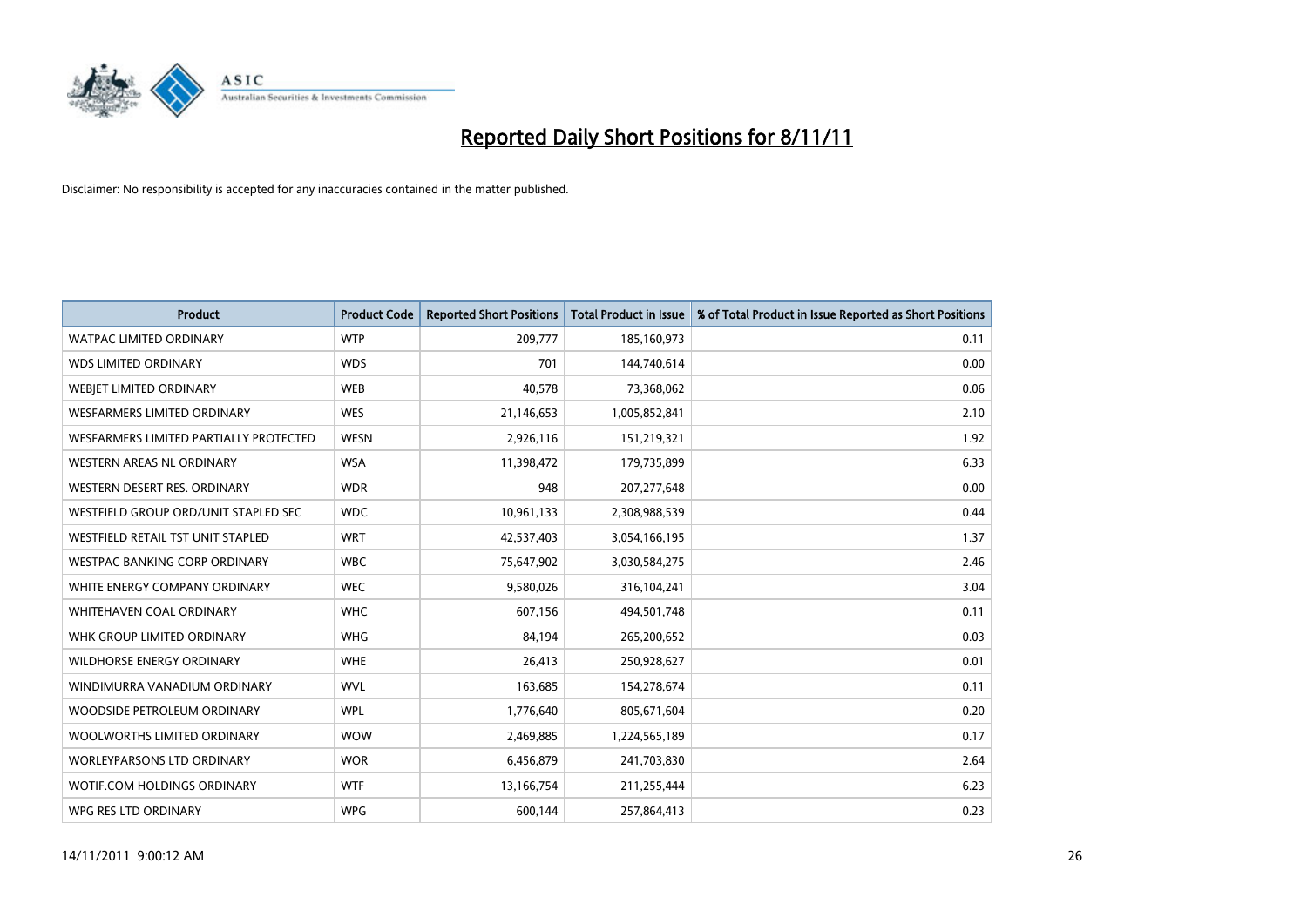# Reported Daily Short Positions for 8/11/11

Disclaimer: No responsibility is accepted for any inaccuracies contained in the matter published.

| Product | Product Code | Reported Short Positions | Total Product in Issue | % of Total Product in Issue Reported as Short Positions |
|---|---|---|---|---|
| WATPAC LIMITED ORDINARY | WTP | 209,777 | 185,160,973 | 0.11 |
| WDS LIMITED ORDINARY | WDS | 701 | 144,740,614 | 0.00 |
| WEBJET LIMITED ORDINARY | WEB | 40,578 | 73,368,062 | 0.06 |
| WESFARMERS LIMITED ORDINARY | WES | 21,146,653 | 1,005,852,841 | 2.10 |
| WESFARMERS LIMITED PARTIALLY PROTECTED | WESN | 2,926,116 | 151,219,321 | 1.92 |
| WESTERN AREAS NL ORDINARY | WSA | 11,398,472 | 179,735,899 | 6.33 |
| WESTERN DESERT RES. ORDINARY | WDR | 948 | 207,277,648 | 0.00 |
| WESTFIELD GROUP ORD/UNIT STAPLED SEC | WDC | 10,961,133 | 2,308,988,539 | 0.44 |
| WESTFIELD RETAIL TST UNIT STAPLED | WRT | 42,537,403 | 3,054,166,195 | 1.37 |
| WESTPAC BANKING CORP ORDINARY | WBC | 75,647,902 | 3,030,584,275 | 2.46 |
| WHITE ENERGY COMPANY ORDINARY | WEC | 9,580,026 | 316,104,241 | 3.04 |
| WHITEHAVEN COAL ORDINARY | WHC | 607,156 | 494,501,748 | 0.11 |
| WHK GROUP LIMITED ORDINARY | WHG | 84,194 | 265,200,652 | 0.03 |
| WILDHORSE ENERGY ORDINARY | WHE | 26,413 | 250,928,627 | 0.01 |
| WINDIMURRA VANADIUM ORDINARY | WVL | 163,685 | 154,278,674 | 0.11 |
| WOODSIDE PETROLEUM ORDINARY | WPL | 1,776,640 | 805,671,604 | 0.20 |
| WOOLWORTHS LIMITED ORDINARY | WOW | 2,469,885 | 1,224,565,189 | 0.17 |
| WORLEYPARSONS LTD ORDINARY | WOR | 6,456,879 | 241,703,830 | 2.64 |
| WOTIF.COM HOLDINGS ORDINARY | WTF | 13,166,754 | 211,255,444 | 6.23 |
| WPG RES LTD ORDINARY | WPG | 600,144 | 257,864,413 | 0.23 |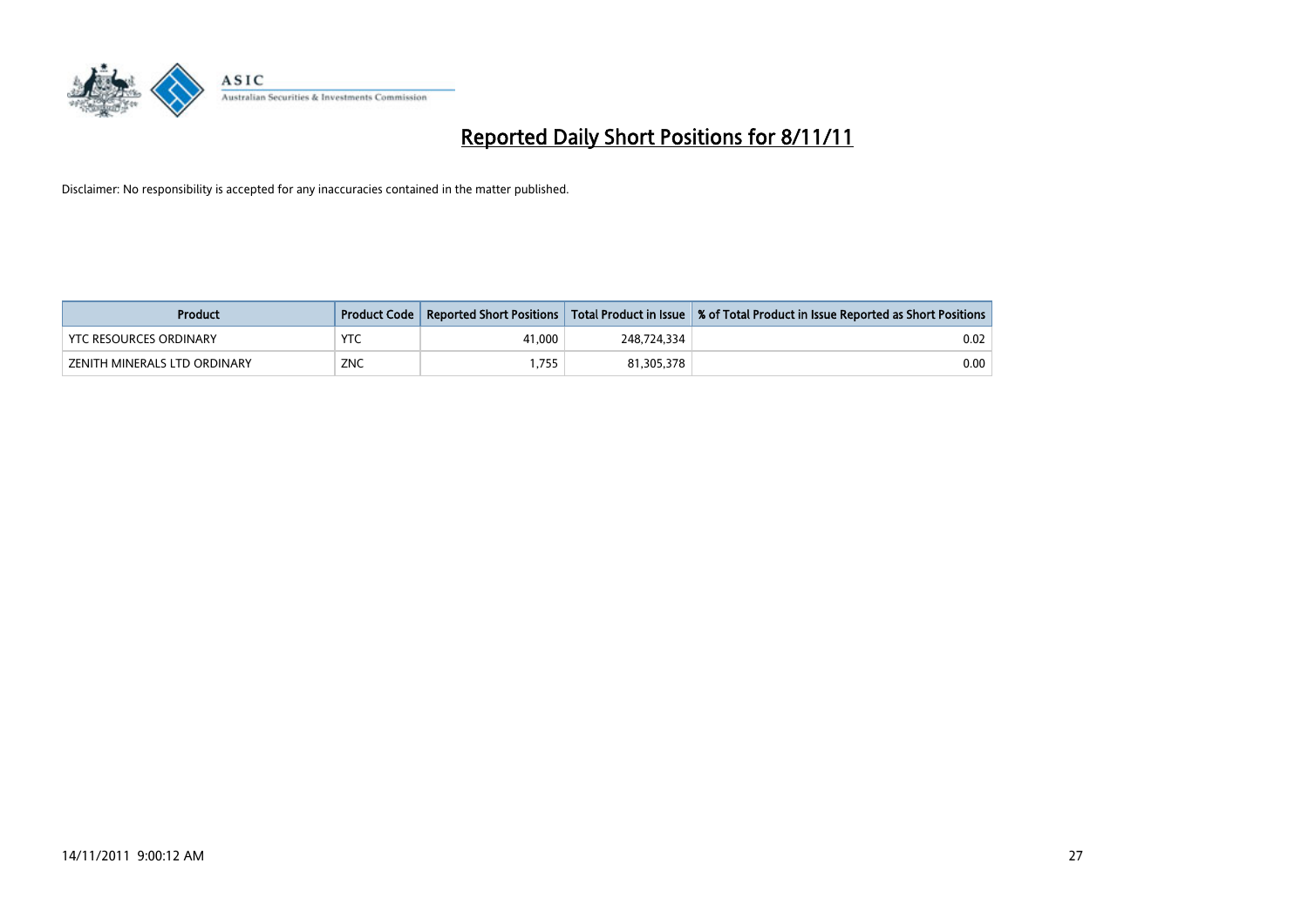# Reported Daily Short Positions for 8/11/11

Disclaimer: No responsibility is accepted for any inaccuracies contained in the matter published.

| Product | Product Code | Reported Short Positions | Total Product in Issue | % of Total Product in Issue Reported as Short Positions |
|---|---|---|---|---|
| YTC RESOURCES ORDINARY | YTC | 41,000 | 248,724,334 | 0.02 |
| ZENITH MINERALS LTD ORDINARY | ZNC | 1,755 | 81,305,378 | 0.00 |

14/11/2011 9:00:12 AM